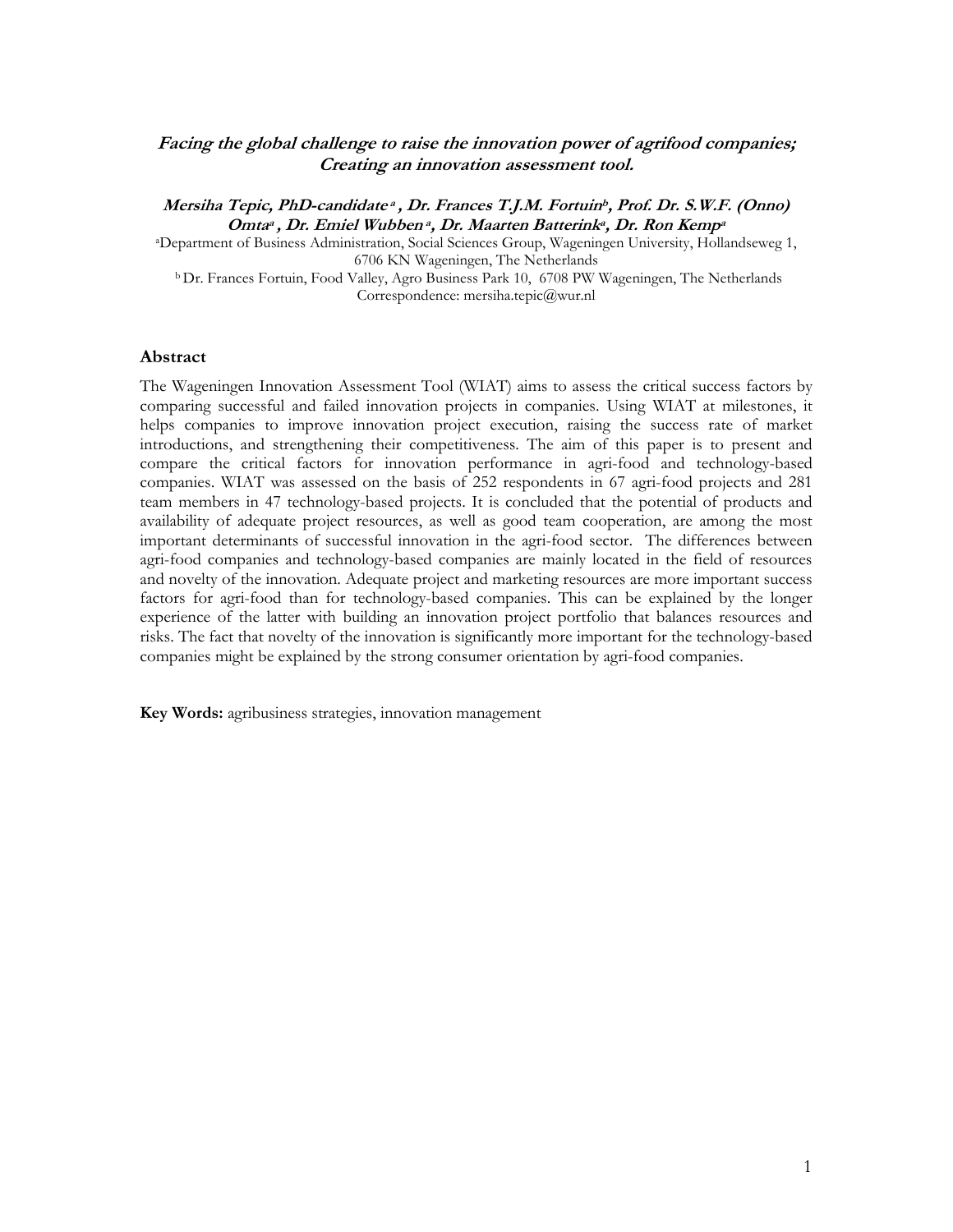***Facing the global challenge to raise the innovation power of agrifood companies; Creating an innovation assessment tool.***

***Mersiha Tepic, PhD-candidate*** [a] ***, Dr. Frances T.J.M. Fortuin*** [b]***, Prof. Dr. S.W.F. (Onno) Omta*** [a] ***, Dr. Emiel Wubben*** [a]***, Dr. Maarten Batterink*** [a]***, Dr. Ron Kemp*** [a]

[a]Department of Business Administration, Social Sciences Group, Wageningen University, Hollandseweg 1, 6706 KN Wageningen, The Netherlands

[b] Dr. Frances Fortuin, Food Valley, Agro Business Park 10, 6708 PW Wageningen, The Netherlands

Correspondence: mersiha.tepic@wur.nl

## Abstract

The Wageningen Innovation Assessment Tool (WIAT) aims to assess the critical success factors by comparing successful and failed innovation projects in companies. Using WIAT at milestones, it helps companies to improve innovation project execution, raising the success rate of market introductions, and strengthening their competitiveness. The aim of this paper is to present and compare the critical factors for innovation performance in agri-food and technology-based companies. WIAT was assessed on the basis of 252 respondents in 67 agri-food projects and 281 team members in 47 technology-based projects. It is concluded that the potential of products and availability of adequate project resources, as well as good team cooperation, are among the most important determinants of successful innovation in the agri-food sector. The differences between agri-food companies and technology-based companies are mainly located in the field of resources and novelty of the innovation. Adequate project and marketing resources are more important success factors for agri-food than for technology-based companies. This can be explained by the longer experience of the latter with building an innovation project portfolio that balances resources and risks. The fact that novelty of the innovation is significantly more important for the technology-based companies might be explained by the strong consumer orientation by agri-food companies.

**Key Words:** agribusiness strategies, innovation management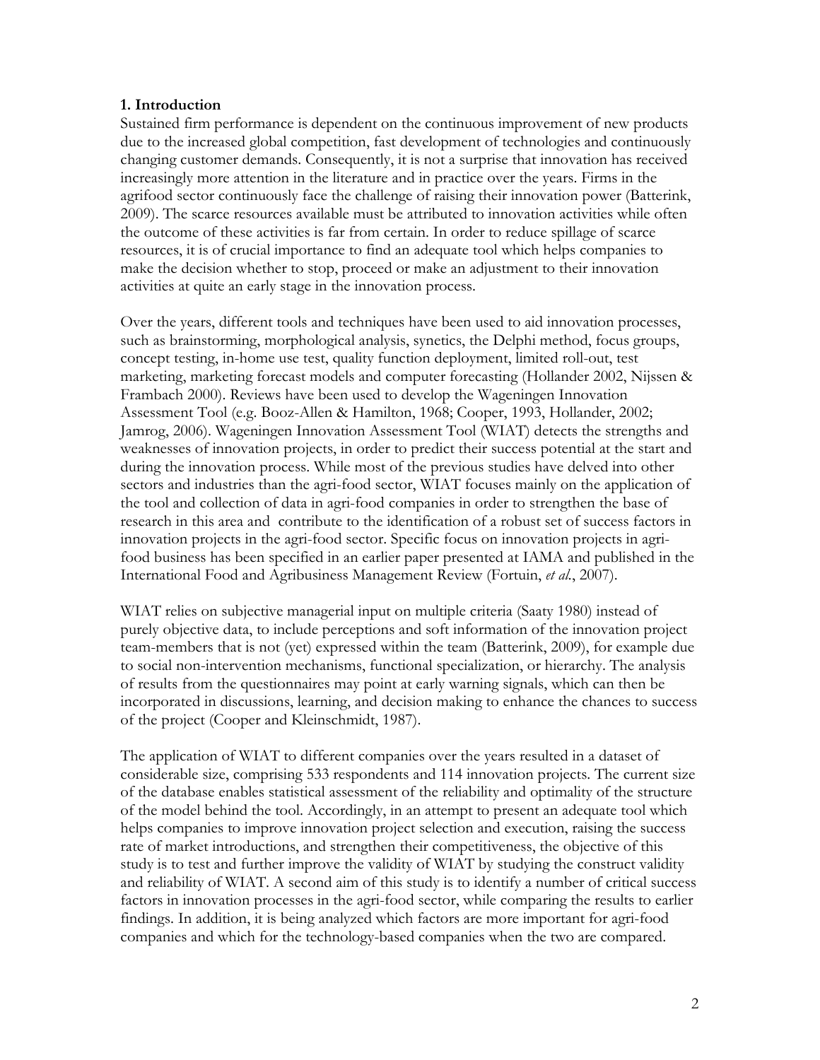## 1. Introduction

Sustained firm performance is dependent on the continuous improvement of new products due to the increased global competition, fast development of technologies and continuously changing customer demands. Consequently, it is not a surprise that innovation has received increasingly more attention in the literature and in practice over the years. Firms in the agrifood sector continuously face the challenge of raising their innovation power (Batterink, 2009). The scarce resources available must be attributed to innovation activities while often the outcome of these activities is far from certain. In order to reduce spillage of scarce resources, it is of crucial importance to find an adequate tool which helps companies to make the decision whether to stop, proceed or make an adjustment to their innovation activities at quite an early stage in the innovation process.

Over the years, different tools and techniques have been used to aid innovation processes, such as brainstorming, morphological analysis, synetics, the Delphi method, focus groups, concept testing, in-home use test, quality function deployment, limited roll-out, test marketing, marketing forecast models and computer forecasting (Hollander 2002, Nijssen & Frambach 2000). Reviews have been used to develop the Wageningen Innovation Assessment Tool (e.g. Booz-Allen & Hamilton, 1968; Cooper, 1993, Hollander, 2002; Jamrog, 2006). Wageningen Innovation Assessment Tool (WIAT) detects the strengths and weaknesses of innovation projects, in order to predict their success potential at the start and during the innovation process. While most of the previous studies have delved into other sectors and industries than the agri-food sector, WIAT focuses mainly on the application of the tool and collection of data in agri-food companies in order to strengthen the base of research in this area and contribute to the identification of a robust set of success factors in innovation projects in the agri-food sector. Specific focus on innovation projects in agri-food business has been specified in an earlier paper presented at IAMA and published in the International Food and Agribusiness Management Review (Fortuin, *et al.*, 2007).

WIAT relies on subjective managerial input on multiple criteria (Saaty 1980) instead of purely objective data, to include perceptions and soft information of the innovation project team-members that is not (yet) expressed within the team (Batterink, 2009), for example due to social non-intervention mechanisms, functional specialization, or hierarchy. The analysis of results from the questionnaires may point at early warning signals, which can then be incorporated in discussions, learning, and decision making to enhance the chances to success of the project (Cooper and Kleinschmidt, 1987).

The application of WIAT to different companies over the years resulted in a dataset of considerable size, comprising 533 respondents and 114 innovation projects. The current size of the database enables statistical assessment of the reliability and optimality of the structure of the model behind the tool. Accordingly, in an attempt to present an adequate tool which helps companies to improve innovation project selection and execution, raising the success rate of market introductions, and strengthen their competitiveness, the objective of this study is to test and further improve the validity of WIAT by studying the construct validity and reliability of WIAT. A second aim of this study is to identify a number of critical success factors in innovation processes in the agri-food sector, while comparing the results to earlier findings. In addition, it is being analyzed which factors are more important for agri-food companies and which for the technology-based companies when the two are compared.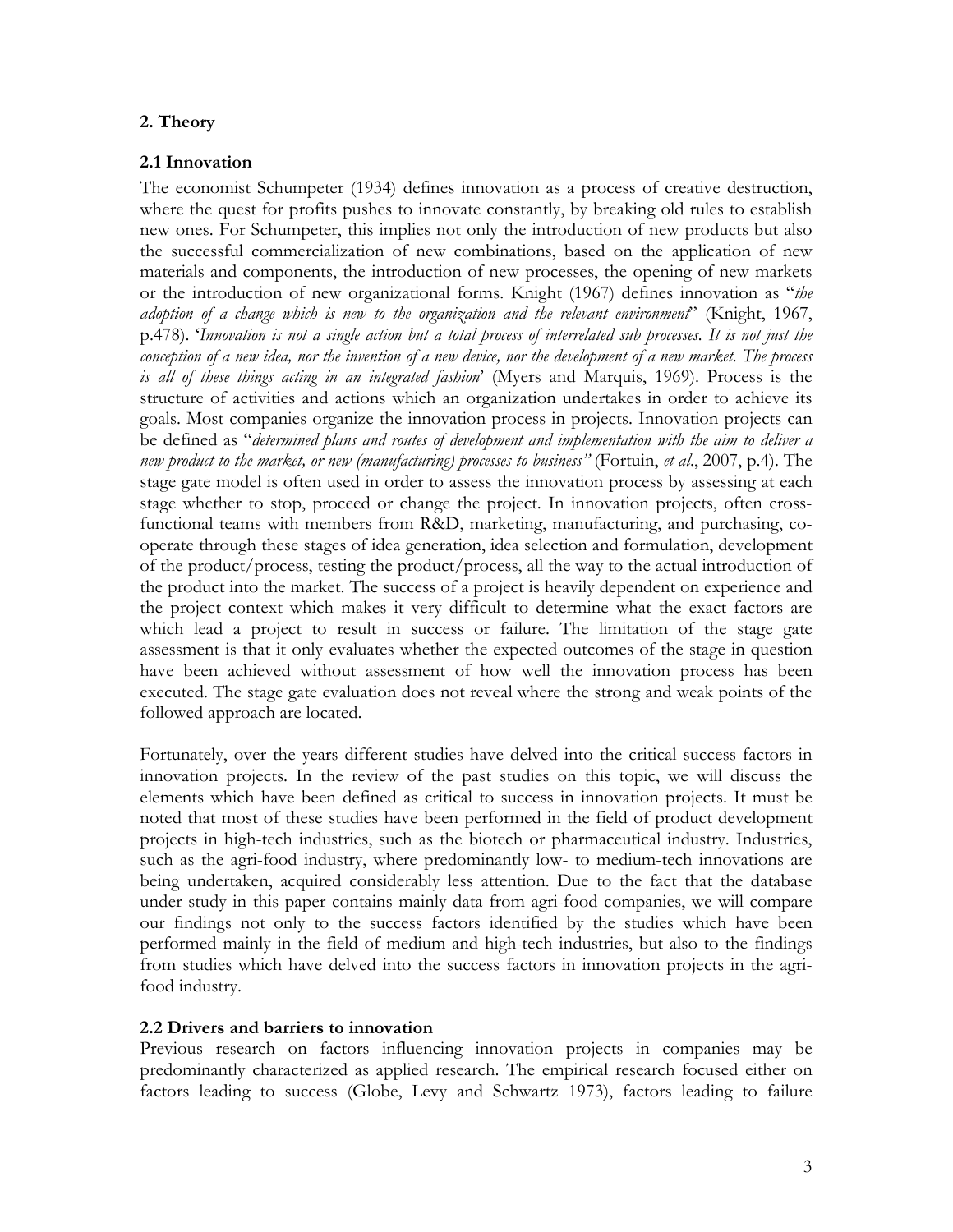## 2. Theory

### 2.1 Innovation

The economist Schumpeter (1934) defines innovation as a process of creative destruction, where the quest for profits pushes to innovate constantly, by breaking old rules to establish new ones. For Schumpeter, this implies not only the introduction of new products but also the successful commercialization of new combinations, based on the application of new materials and components, the introduction of new processes, the opening of new markets or the introduction of new organizational forms. Knight (1967) defines innovation as "*the adoption of a change which is new to the organization and the relevant environment*" (Knight, 1967, p.478). '*Innovation is not a single action but a total process of interrelated sub processes. It is not just the conception of a new idea, nor the invention of a new device, nor the development of a new market. The process is all of these things acting in an integrated fashion*' (Myers and Marquis, 1969). Process is the structure of activities and actions which an organization undertakes in order to achieve its goals. Most companies organize the innovation process in projects. Innovation projects can be defined as "*determined plans and routes of development and implementation with the aim to deliver a new product to the market, or new (manufacturing) processes to business"* (Fortuin, *et al*., 2007, p.4). The stage gate model is often used in order to assess the innovation process by assessing at each stage whether to stop, proceed or change the project. In innovation projects, often cross-functional teams with members from R&D, marketing, manufacturing, and purchasing, co-operate through these stages of idea generation, idea selection and formulation, development of the product/process, testing the product/process, all the way to the actual introduction of the product into the market. The success of a project is heavily dependent on experience and the project context which makes it very difficult to determine what the exact factors are which lead a project to result in success or failure. The limitation of the stage gate assessment is that it only evaluates whether the expected outcomes of the stage in question have been achieved without assessment of how well the innovation process has been executed. The stage gate evaluation does not reveal where the strong and weak points of the followed approach are located.

Fortunately, over the years different studies have delved into the critical success factors in innovation projects. In the review of the past studies on this topic, we will discuss the elements which have been defined as critical to success in innovation projects. It must be noted that most of these studies have been performed in the field of product development projects in high-tech industries, such as the biotech or pharmaceutical industry. Industries, such as the agri-food industry, where predominantly low- to medium-tech innovations are being undertaken, acquired considerably less attention. Due to the fact that the database under study in this paper contains mainly data from agri-food companies, we will compare our findings not only to the success factors identified by the studies which have been performed mainly in the field of medium and high-tech industries, but also to the findings from studies which have delved into the success factors in innovation projects in the agri-food industry.

### 2.2 Drivers and barriers to innovation

Previous research on factors influencing innovation projects in companies may be predominantly characterized as applied research. The empirical research focused either on factors leading to success (Globe, Levy and Schwartz 1973), factors leading to failure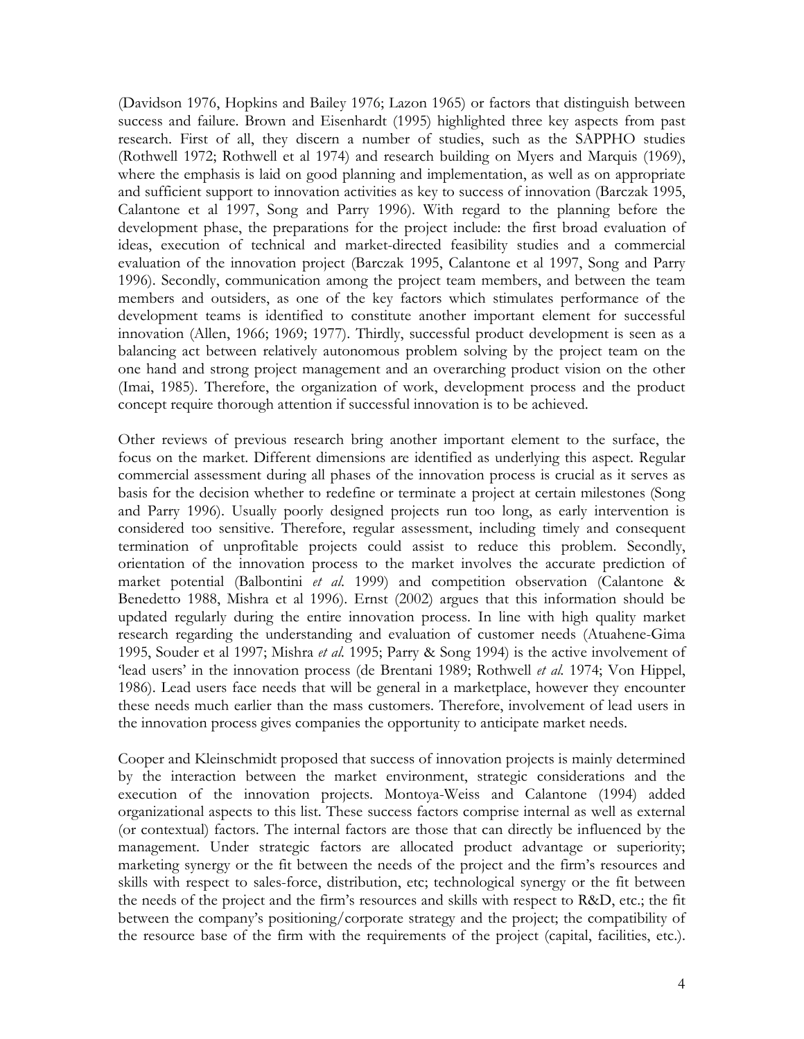(Davidson 1976, Hopkins and Bailey 1976; Lazon 1965) or factors that distinguish between success and failure. Brown and Eisenhardt (1995) highlighted three key aspects from past research. First of all, they discern a number of studies, such as the SAPPHO studies (Rothwell 1972; Rothwell et al 1974) and research building on Myers and Marquis (1969), where the emphasis is laid on good planning and implementation, as well as on appropriate and sufficient support to innovation activities as key to success of innovation (Barczak 1995, Calantone et al 1997, Song and Parry 1996). With regard to the planning before the development phase, the preparations for the project include: the first broad evaluation of ideas, execution of technical and market-directed feasibility studies and a commercial evaluation of the innovation project (Barczak 1995, Calantone et al 1997, Song and Parry 1996). Secondly, communication among the project team members, and between the team members and outsiders, as one of the key factors which stimulates performance of the development teams is identified to constitute another important element for successful innovation (Allen, 1966; 1969; 1977). Thirdly, successful product development is seen as a balancing act between relatively autonomous problem solving by the project team on the one hand and strong project management and an overarching product vision on the other (Imai, 1985). Therefore, the organization of work, development process and the product concept require thorough attention if successful innovation is to be achieved.

Other reviews of previous research bring another important element to the surface, the focus on the market. Different dimensions are identified as underlying this aspect. Regular commercial assessment during all phases of the innovation process is crucial as it serves as basis for the decision whether to redefine or terminate a project at certain milestones (Song and Parry 1996). Usually poorly designed projects run too long, as early intervention is considered too sensitive. Therefore, regular assessment, including timely and consequent termination of unprofitable projects could assist to reduce this problem. Secondly, orientation of the innovation process to the market involves the accurate prediction of market potential (Balbontini *et al*. 1999) and competition observation (Calantone & Benedetto 1988, Mishra et al 1996). Ernst (2002) argues that this information should be updated regularly during the entire innovation process. In line with high quality market research regarding the understanding and evaluation of customer needs (Atuahene-Gima 1995, Souder et al 1997; Mishra *et al.* 1995; Parry & Song 1994) is the active involvement of 'lead users' in the innovation process (de Brentani 1989; Rothwell *et al.* 1974; Von Hippel, 1986). Lead users face needs that will be general in a marketplace, however they encounter these needs much earlier than the mass customers. Therefore, involvement of lead users in the innovation process gives companies the opportunity to anticipate market needs.

Cooper and Kleinschmidt proposed that success of innovation projects is mainly determined by the interaction between the market environment, strategic considerations and the execution of the innovation projects. Montoya-Weiss and Calantone (1994) added organizational aspects to this list. These success factors comprise internal as well as external (or contextual) factors. The internal factors are those that can directly be influenced by the management. Under strategic factors are allocated product advantage or superiority; marketing synergy or the fit between the needs of the project and the firm's resources and skills with respect to sales-force, distribution, etc; technological synergy or the fit between the needs of the project and the firm's resources and skills with respect to R&D, etc.; the fit between the company's positioning/corporate strategy and the project; the compatibility of the resource base of the firm with the requirements of the project (capital, facilities, etc.).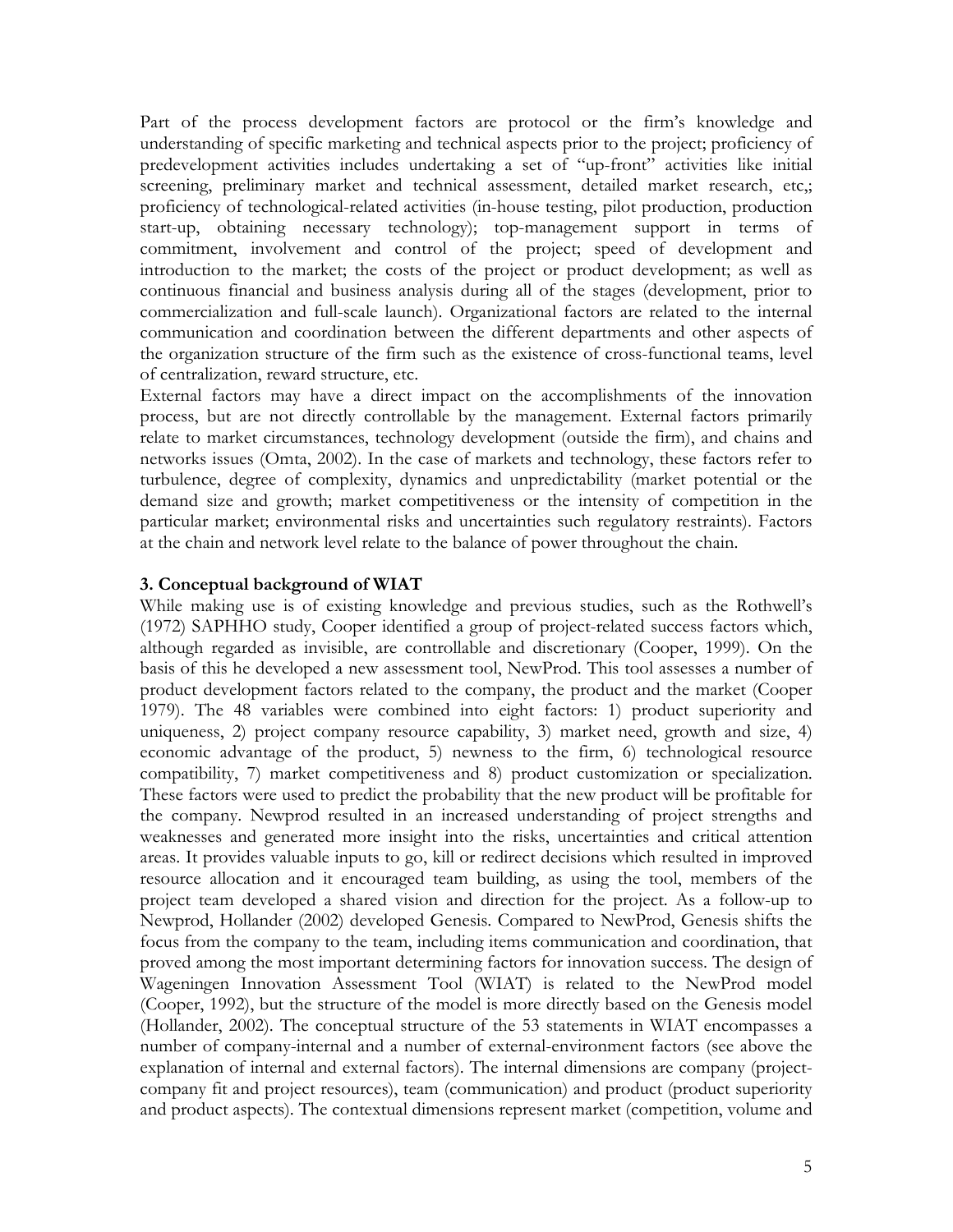Part of the process development factors are protocol or the firm's knowledge and understanding of specific marketing and technical aspects prior to the project; proficiency of predevelopment activities includes undertaking a set of "up-front" activities like initial screening, preliminary market and technical assessment, detailed market research, etc,; proficiency of technological-related activities (in-house testing, pilot production, production start-up, obtaining necessary technology); top-management support in terms of commitment, involvement and control of the project; speed of development and introduction to the market; the costs of the project or product development; as well as continuous financial and business analysis during all of the stages (development, prior to commercialization and full-scale launch). Organizational factors are related to the internal communication and coordination between the different departments and other aspects of the organization structure of the firm such as the existence of cross-functional teams, level of centralization, reward structure, etc.

External factors may have a direct impact on the accomplishments of the innovation process, but are not directly controllable by the management. External factors primarily relate to market circumstances, technology development (outside the firm), and chains and networks issues (Omta, 2002). In the case of markets and technology, these factors refer to turbulence, degree of complexity, dynamics and unpredictability (market potential or the demand size and growth; market competitiveness or the intensity of competition in the particular market; environmental risks and uncertainties such regulatory restraints). Factors at the chain and network level relate to the balance of power throughout the chain.

### 3. Conceptual background of WIAT

While making use is of existing knowledge and previous studies, such as the Rothwell's (1972) SAPHHO study, Cooper identified a group of project-related success factors which, although regarded as invisible, are controllable and discretionary (Cooper, 1999). On the basis of this he developed a new assessment tool, NewProd. This tool assesses a number of product development factors related to the company, the product and the market (Cooper 1979). The 48 variables were combined into eight factors: 1) product superiority and uniqueness, 2) project company resource capability, 3) market need, growth and size, 4) economic advantage of the product, 5) newness to the firm, 6) technological resource compatibility, 7) market competitiveness and 8) product customization or specialization. These factors were used to predict the probability that the new product will be profitable for the company. Newprod resulted in an increased understanding of project strengths and weaknesses and generated more insight into the risks, uncertainties and critical attention areas. It provides valuable inputs to go, kill or redirect decisions which resulted in improved resource allocation and it encouraged team building, as using the tool, members of the project team developed a shared vision and direction for the project. As a follow-up to Newprod, Hollander (2002) developed Genesis. Compared to NewProd, Genesis shifts the focus from the company to the team, including items communication and coordination, that proved among the most important determining factors for innovation success. The design of Wageningen Innovation Assessment Tool (WIAT) is related to the NewProd model (Cooper, 1992), but the structure of the model is more directly based on the Genesis model (Hollander, 2002). The conceptual structure of the 53 statements in WIAT encompasses a number of company-internal and a number of external-environment factors (see above the explanation of internal and external factors). The internal dimensions are company (project-company fit and project resources), team (communication) and product (product superiority and product aspects). The contextual dimensions represent market (competition, volume and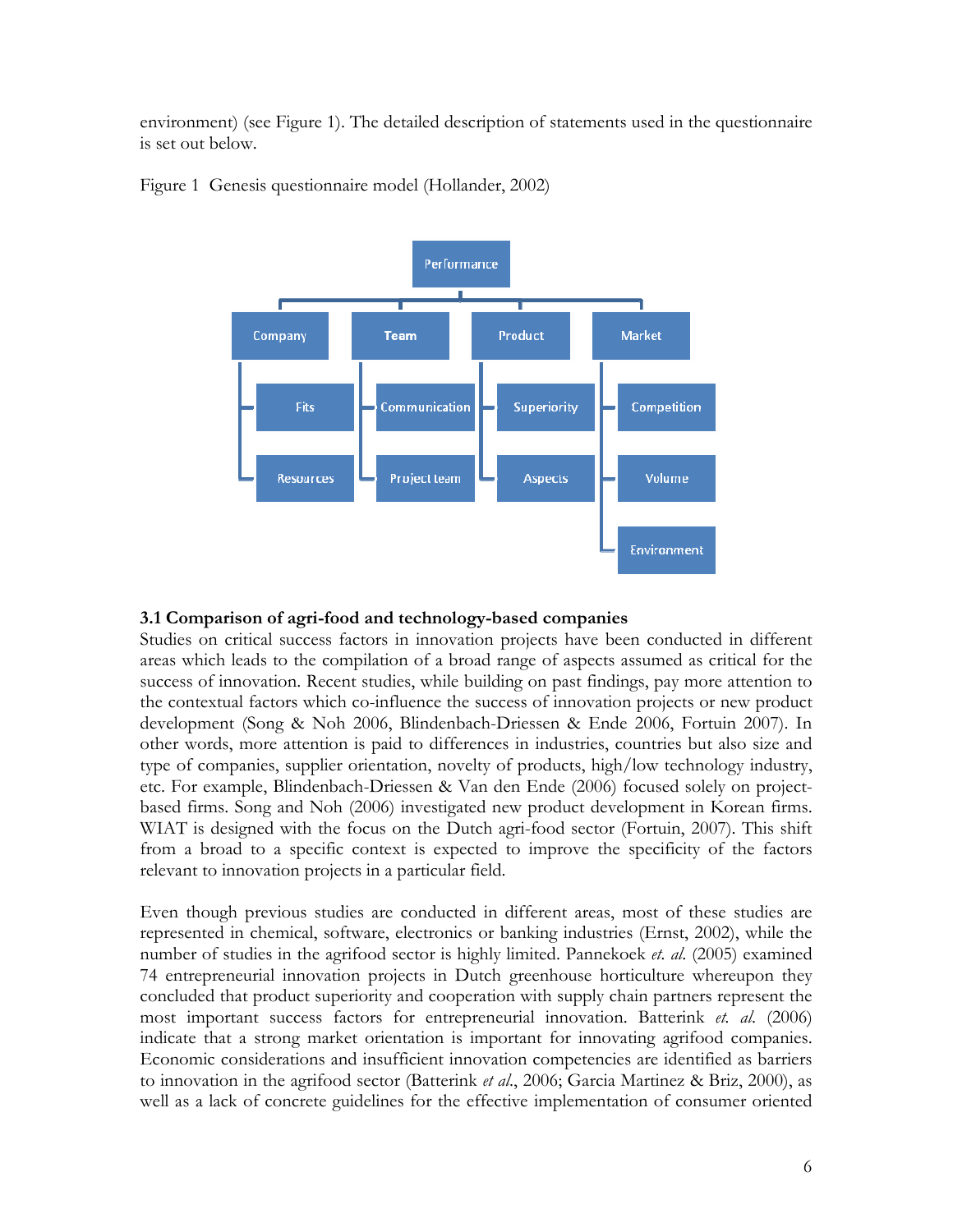environment) (see Figure 1). The detailed description of statements used in the questionnaire is set out below.

Figure 1 Genesis questionnaire model (Hollander, 2002)

### 3.1 Comparison of agri-food and technology-based companies

Studies on critical success factors in innovation projects have been conducted in different areas which leads to the compilation of a broad range of aspects assumed as critical for the success of innovation. Recent studies, while building on past findings, pay more attention to the contextual factors which co-influence the success of innovation projects or new product development (Song & Noh 2006, Blindenbach-Driessen & Ende 2006, Fortuin 2007). In other words, more attention is paid to differences in industries, countries but also size and type of companies, supplier orientation, novelty of products, high/low technology industry, etc. For example, Blindenbach-Driessen & Van den Ende (2006) focused solely on project-based firms. Song and Noh (2006) investigated new product development in Korean firms. WIAT is designed with the focus on the Dutch agri-food sector (Fortuin, 2007). This shift from a broad to a specific context is expected to improve the specificity of the factors relevant to innovation projects in a particular field.

Even though previous studies are conducted in different areas, most of these studies are represented in chemical, software, electronics or banking industries (Ernst, 2002), while the number of studies in the agrifood sector is highly limited. Pannekoek *et. al.* (2005) examined 74 entrepreneurial innovation projects in Dutch greenhouse horticulture whereupon they concluded that product superiority and cooperation with supply chain partners represent the most important success factors for entrepreneurial innovation. Batterink *et. al.* (2006) indicate that a strong market orientation is important for innovating agrifood companies. Economic considerations and insufficient innovation competencies are identified as barriers to innovation in the agrifood sector (Batterink *et al.*, 2006; Garcia Martinez & Briz, 2000), as well as a lack of concrete guidelines for the effective implementation of consumer oriented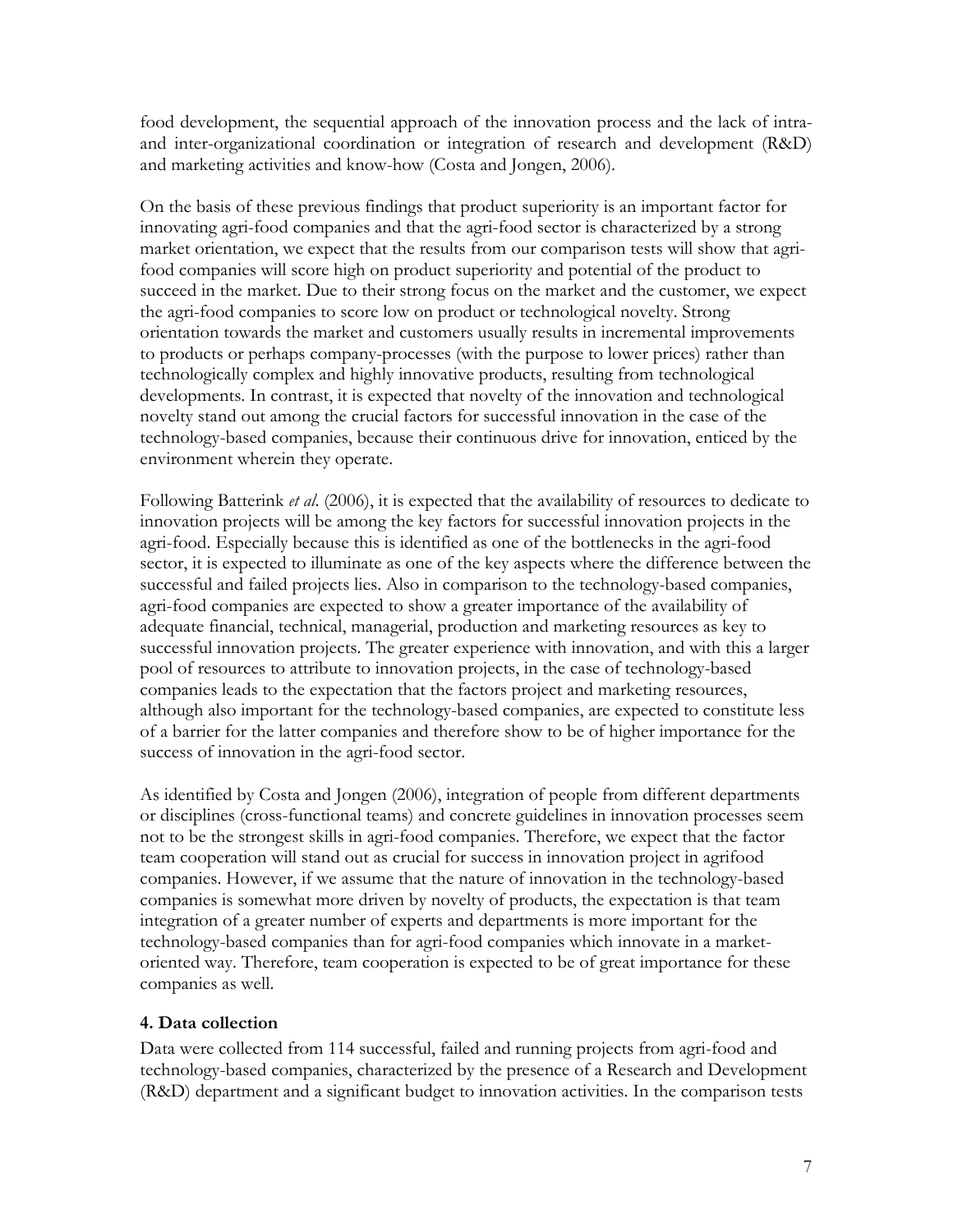food development, the sequential approach of the innovation process and the lack of intra- and inter-organizational coordination or integration of research and development (R&D) and marketing activities and know-how (Costa and Jongen, 2006).

On the basis of these previous findings that product superiority is an important factor for innovating agri-food companies and that the agri-food sector is characterized by a strong market orientation, we expect that the results from our comparison tests will show that agri-food companies will score high on product superiority and potential of the product to succeed in the market. Due to their strong focus on the market and the customer, we expect the agri-food companies to score low on product or technological novelty. Strong orientation towards the market and customers usually results in incremental improvements to products or perhaps company-processes (with the purpose to lower prices) rather than technologically complex and highly innovative products, resulting from technological developments. In contrast, it is expected that novelty of the innovation and technological novelty stand out among the crucial factors for successful innovation in the case of the technology-based companies, because their continuous drive for innovation, enticed by the environment wherein they operate.

Following Batterink *et al.* (2006), it is expected that the availability of resources to dedicate to innovation projects will be among the key factors for successful innovation projects in the agri-food. Especially because this is identified as one of the bottlenecks in the agri-food sector, it is expected to illuminate as one of the key aspects where the difference between the successful and failed projects lies. Also in comparison to the technology-based companies, agri-food companies are expected to show a greater importance of the availability of adequate financial, technical, managerial, production and marketing resources as key to successful innovation projects. The greater experience with innovation, and with this a larger pool of resources to attribute to innovation projects, in the case of technology-based companies leads to the expectation that the factors project and marketing resources, although also important for the technology-based companies, are expected to constitute less of a barrier for the latter companies and therefore show to be of higher importance for the success of innovation in the agri-food sector.

As identified by Costa and Jongen (2006), integration of people from different departments or disciplines (cross-functional teams) and concrete guidelines in innovation processes seem not to be the strongest skills in agri-food companies. Therefore, we expect that the factor team cooperation will stand out as crucial for success in innovation project in agrifood companies. However, if we assume that the nature of innovation in the technology-based companies is somewhat more driven by novelty of products, the expectation is that team integration of a greater number of experts and departments is more important for the technology-based companies than for agri-food companies which innovate in a market-oriented way. Therefore, team cooperation is expected to be of great importance for these companies as well.

## 4. Data collection

Data were collected from 114 successful, failed and running projects from agri-food and technology-based companies, characterized by the presence of a Research and Development (R&D) department and a significant budget to innovation activities. In the comparison tests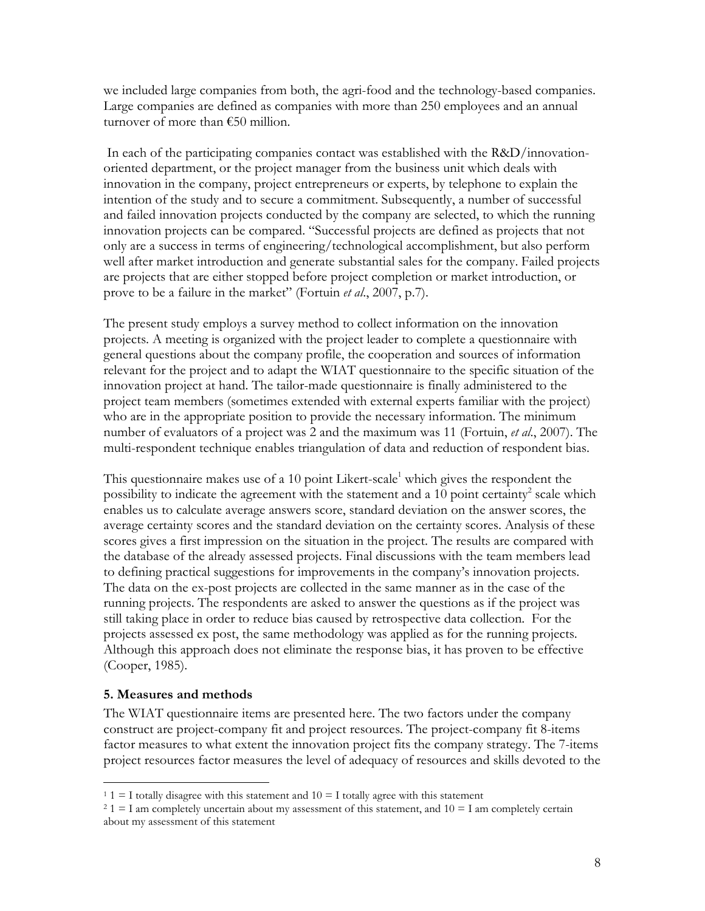we included large companies from both, the agri-food and the technology-based companies. Large companies are defined as companies with more than 250 employees and an annual turnover of more than €50 million.

In each of the participating companies contact was established with the R&D/innovation-oriented department, or the project manager from the business unit which deals with innovation in the company, project entrepreneurs or experts, by telephone to explain the intention of the study and to secure a commitment. Subsequently, a number of successful and failed innovation projects conducted by the company are selected, to which the running innovation projects can be compared. "Successful projects are defined as projects that not only are a success in terms of engineering/technological accomplishment, but also perform well after market introduction and generate substantial sales for the company. Failed projects are projects that are either stopped before project completion or market introduction, or prove to be a failure in the market" (Fortuin *et al.*, 2007, p.7).

The present study employs a survey method to collect information on the innovation projects. A meeting is organized with the project leader to complete a questionnaire with general questions about the company profile, the cooperation and sources of information relevant for the project and to adapt the WIAT questionnaire to the specific situation of the innovation project at hand. The tailor-made questionnaire is finally administered to the project team members (sometimes extended with external experts familiar with the project) who are in the appropriate position to provide the necessary information. The minimum number of evaluators of a project was 2 and the maximum was 11 (Fortuin, *et al.*, 2007). The multi-respondent technique enables triangulation of data and reduction of respondent bias.

This questionnaire makes use of a 10 point Likert-scale[1] which gives the respondent the possibility to indicate the agreement with the statement and a 10 point certainty[2] scale which enables us to calculate average answers score, standard deviation on the answer scores, the average certainty scores and the standard deviation on the certainty scores. Analysis of these scores gives a first impression on the situation in the project. The results are compared with the database of the already assessed projects. Final discussions with the team members lead to defining practical suggestions for improvements in the company's innovation projects. The data on the ex-post projects are collected in the same manner as in the case of the running projects. The respondents are asked to answer the questions as if the project was still taking place in order to reduce bias caused by retrospective data collection. For the projects assessed ex post, the same methodology was applied as for the running projects. Although this approach does not eliminate the response bias, it has proven to be effective (Cooper, 1985).

## 5. Measures and methods

The WIAT questionnaire items are presented here. The two factors under the company construct are project-company fit and project resources. The project-company fit 8-items factor measures to what extent the innovation project fits the company strategy. The 7-items project resources factor measures the level of adequacy of resources and skills devoted to the

[1] 1 = I totally disagree with this statement and 10 = I totally agree with this statement

[2] 1 = I am completely uncertain about my assessment of this statement, and 10 = I am completely certain about my assessment of this statement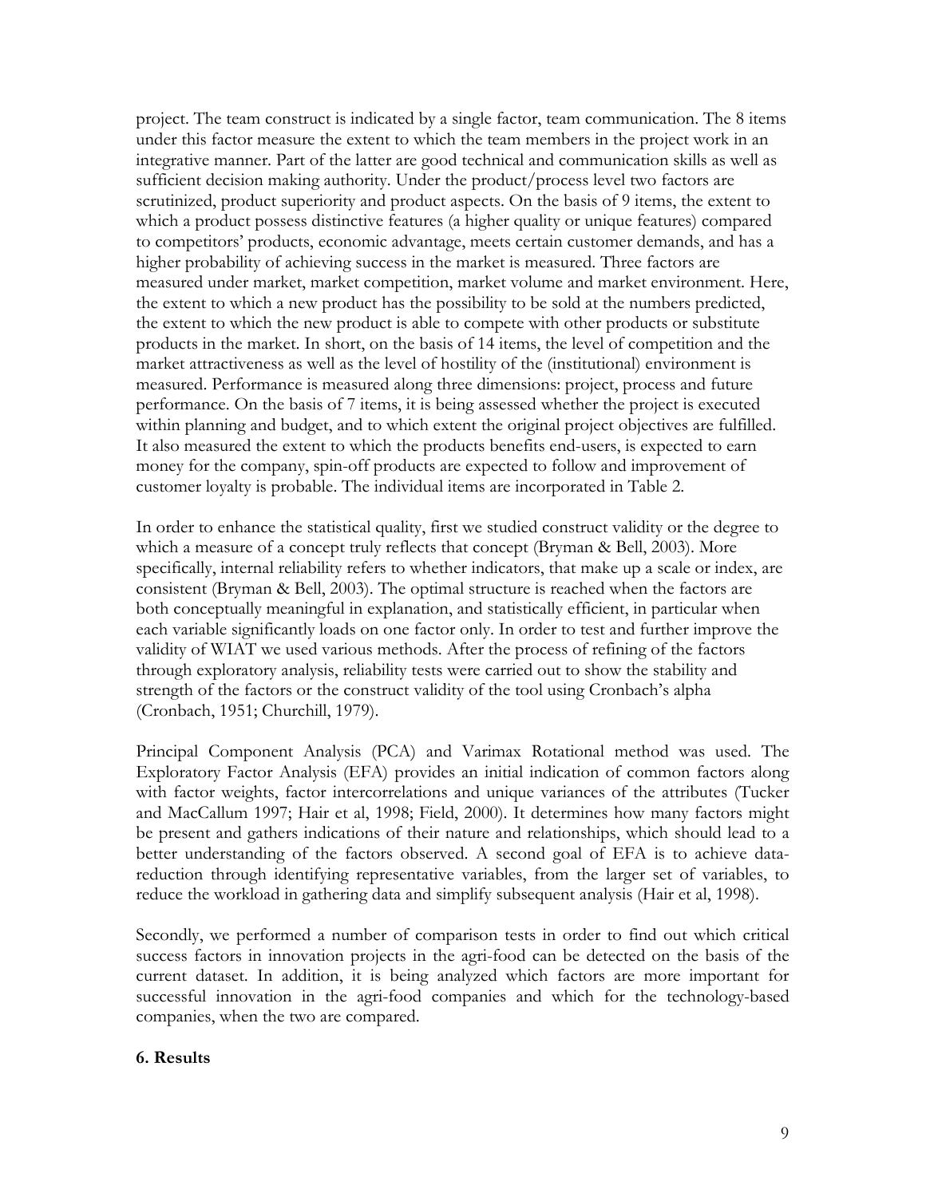project. The team construct is indicated by a single factor, team communication. The 8 items under this factor measure the extent to which the team members in the project work in an integrative manner. Part of the latter are good technical and communication skills as well as sufficient decision making authority. Under the product/process level two factors are scrutinized, product superiority and product aspects. On the basis of 9 items, the extent to which a product possess distinctive features (a higher quality or unique features) compared to competitors' products, economic advantage, meets certain customer demands, and has a higher probability of achieving success in the market is measured. Three factors are measured under market, market competition, market volume and market environment. Here, the extent to which a new product has the possibility to be sold at the numbers predicted, the extent to which the new product is able to compete with other products or substitute products in the market. In short, on the basis of 14 items, the level of competition and the market attractiveness as well as the level of hostility of the (institutional) environment is measured. Performance is measured along three dimensions: project, process and future performance. On the basis of 7 items, it is being assessed whether the project is executed within planning and budget, and to which extent the original project objectives are fulfilled. It also measured the extent to which the products benefits end-users, is expected to earn money for the company, spin-off products are expected to follow and improvement of customer loyalty is probable. The individual items are incorporated in Table 2.

In order to enhance the statistical quality, first we studied construct validity or the degree to which a measure of a concept truly reflects that concept (Bryman & Bell, 2003). More specifically, internal reliability refers to whether indicators, that make up a scale or index, are consistent (Bryman & Bell, 2003). The optimal structure is reached when the factors are both conceptually meaningful in explanation, and statistically efficient, in particular when each variable significantly loads on one factor only. In order to test and further improve the validity of WIAT we used various methods. After the process of refining of the factors through exploratory analysis, reliability tests were carried out to show the stability and strength of the factors or the construct validity of the tool using Cronbach's alpha (Cronbach, 1951; Churchill, 1979).

Principal Component Analysis (PCA) and Varimax Rotational method was used. The Exploratory Factor Analysis (EFA) provides an initial indication of common factors along with factor weights, factor intercorrelations and unique variances of the attributes (Tucker and MacCallum 1997; Hair et al, 1998; Field, 2000). It determines how many factors might be present and gathers indications of their nature and relationships, which should lead to a better understanding of the factors observed. A second goal of EFA is to achieve data-reduction through identifying representative variables, from the larger set of variables, to reduce the workload in gathering data and simplify subsequent analysis (Hair et al, 1998).

Secondly, we performed a number of comparison tests in order to find out which critical success factors in innovation projects in the agri-food can be detected on the basis of the current dataset. In addition, it is being analyzed which factors are more important for successful innovation in the agri-food companies and which for the technology-based companies, when the two are compared.

## 6. Results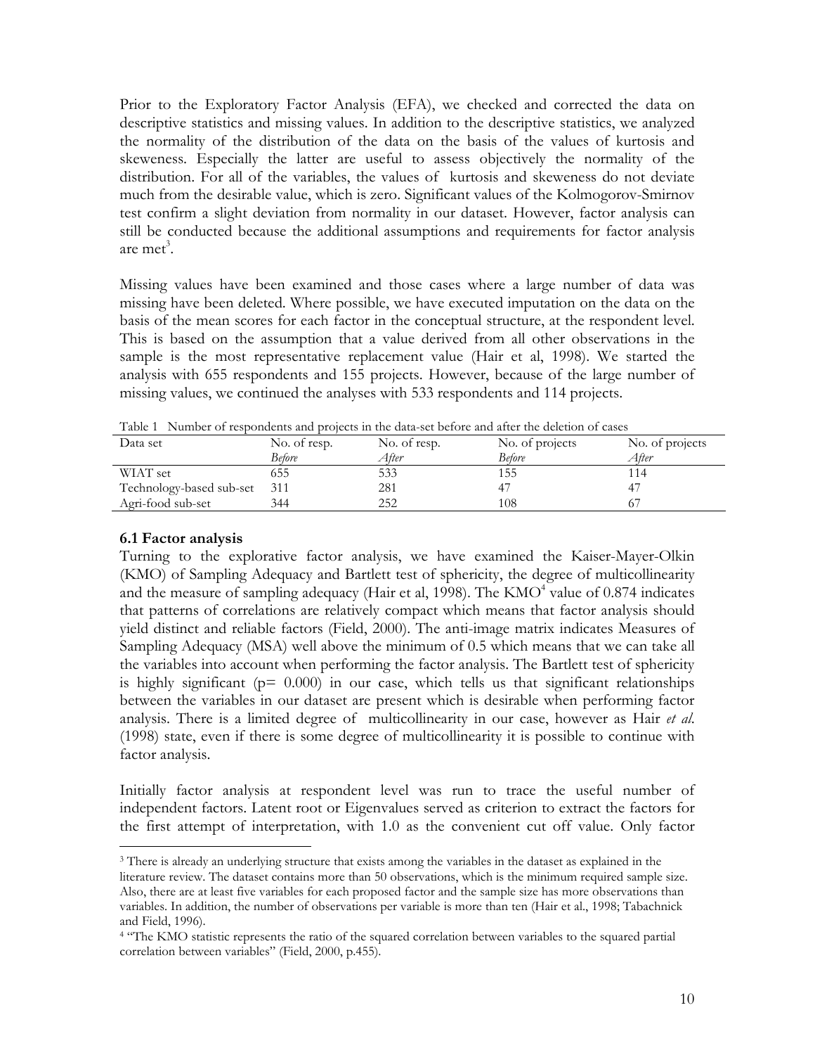Prior to the Exploratory Factor Analysis (EFA), we checked and corrected the data on descriptive statistics and missing values. In addition to the descriptive statistics, we analyzed the normality of the distribution of the data on the basis of the values of kurtosis and skeweness. Especially the latter are useful to assess objectively the normality of the distribution. For all of the variables, the values of kurtosis and skeweness do not deviate much from the desirable value, which is zero. Significant values of the Kolmogorov-Smirnov test confirm a slight deviation from normality in our dataset. However, factor analysis can still be conducted because the additional assumptions and requirements for factor analysis are met[3].

Missing values have been examined and those cases where a large number of data was missing have been deleted. Where possible, we have executed imputation on the data on the basis of the mean scores for each factor in the conceptual structure, at the respondent level. This is based on the assumption that a value derived from all other observations in the sample is the most representative replacement value (Hair et al, 1998). We started the analysis with 655 respondents and 155 projects. However, because of the large number of missing values, we continued the analyses with 533 respondents and 114 projects.

Table 1 Number of respondents and projects in the data-set before and after the deletion of cases

| Data set | No. of resp. *Before* | No. of resp. *After* | No. of projects *Before* | No. of projects *After* |
|---|---|---|---|---|
| WIAT set | 655 | 533 | 155 | 114 |
| Technology-based sub-set | 311 | 281 | 47 | 47 |
| Agri-food sub-set | 344 | 252 | 108 | 67 |

### 6.1 Factor analysis

Turning to the explorative factor analysis, we have examined the Kaiser-Mayer-Olkin (KMO) of Sampling Adequacy and Bartlett test of sphericity, the degree of multicollinearity and the measure of sampling adequacy (Hair et al, 1998). The KMO[4] value of 0.874 indicates that patterns of correlations are relatively compact which means that factor analysis should yield distinct and reliable factors (Field, 2000). The anti-image matrix indicates Measures of Sampling Adequacy (MSA) well above the minimum of 0.5 which means that we can take all the variables into account when performing the factor analysis. The Bartlett test of sphericity is highly significant ($p = 0.000$) in our case, which tells us that significant relationships between the variables in our dataset are present which is desirable when performing factor analysis. There is a limited degree of multicollinearity in our case, however as Hair *et al.* (1998) state, even if there is some degree of multicollinearity it is possible to continue with factor analysis.

Initially factor analysis at respondent level was run to trace the useful number of independent factors. Latent root or Eigenvalues served as criterion to extract the factors for the first attempt of interpretation, with 1.0 as the convenient cut off value. Only factor

---

[3] There is already an underlying structure that exists among the variables in the dataset as explained in the literature review. The dataset contains more than 50 observations, which is the minimum required sample size. Also, there are at least five variables for each proposed factor and the sample size has more observations than variables. In addition, the number of observations per variable is more than ten (Hair et al., 1998; Tabachnick and Field, 1996).

[4] "The KMO statistic represents the ratio of the squared correlation between variables to the squared partial correlation between variables" (Field, 2000, p.455).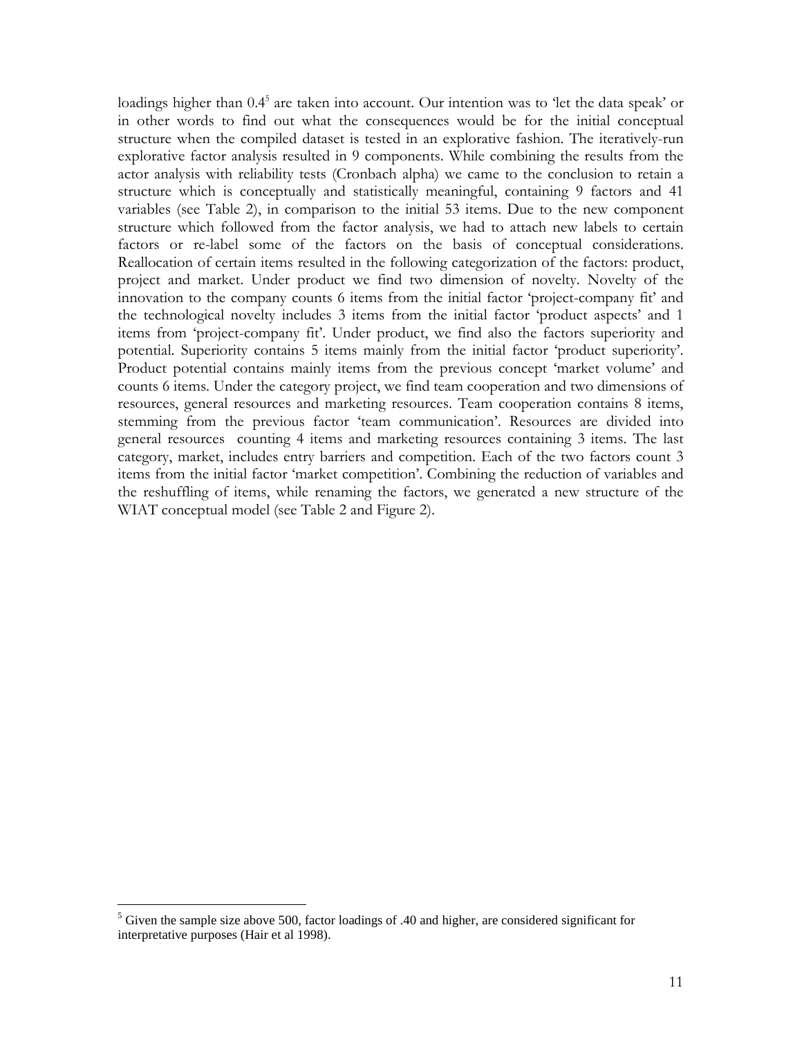loadings higher than 0.4[5] are taken into account. Our intention was to 'let the data speak' or in other words to find out what the consequences would be for the initial conceptual structure when the compiled dataset is tested in an explorative fashion. The iteratively-run explorative factor analysis resulted in 9 components. While combining the results from the actor analysis with reliability tests (Cronbach alpha) we came to the conclusion to retain a structure which is conceptually and statistically meaningful, containing 9 factors and 41 variables (see Table 2), in comparison to the initial 53 items. Due to the new component structure which followed from the factor analysis, we had to attach new labels to certain factors or re-label some of the factors on the basis of conceptual considerations. Reallocation of certain items resulted in the following categorization of the factors: product, project and market. Under product we find two dimension of novelty. Novelty of the innovation to the company counts 6 items from the initial factor 'project-company fit' and the technological novelty includes 3 items from the initial factor 'product aspects' and 1 items from 'project-company fit'. Under product, we find also the factors superiority and potential. Superiority contains 5 items mainly from the initial factor 'product superiority'. Product potential contains mainly items from the previous concept 'market volume' and counts 6 items. Under the category project, we find team cooperation and two dimensions of resources, general resources and marketing resources. Team cooperation contains 8 items, stemming from the previous factor 'team communication'. Resources are divided into general resources counting 4 items and marketing resources containing 3 items. The last category, market, includes entry barriers and competition. Each of the two factors count 3 items from the initial factor 'market competition'. Combining the reduction of variables and the reshuffling of items, while renaming the factors, we generated a new structure of the WIAT conceptual model (see Table 2 and Figure 2).

[5] Given the sample size above 500, factor loadings of .40 and higher, are considered significant for interpretative purposes (Hair et al 1998).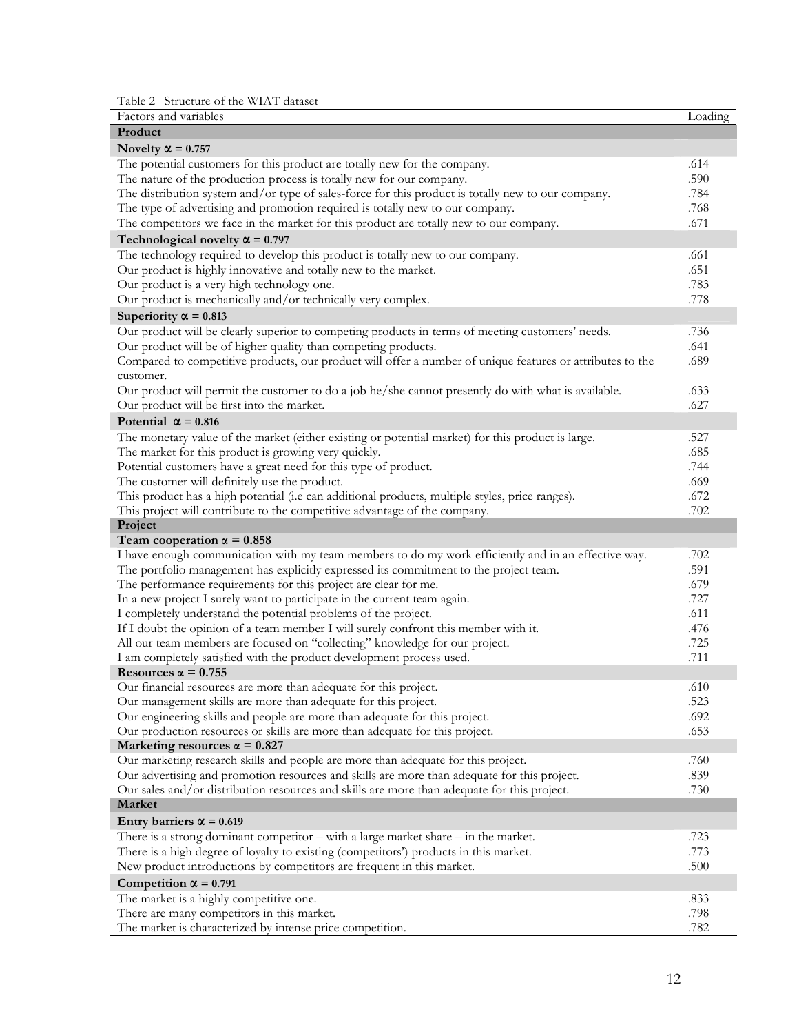Table 2 Structure of the WIAT dataset

| Factors and variables | Loading |
|---|---|
| **Product** | |
| **Novelty $\alpha = 0.757$** | |
| The potential customers for this product are totally new for the company. | .614 |
| The nature of the production process is totally new for our company. | .590 |
| The distribution system and/or type of sales-force for this product is totally new to our company. | .784 |
| The type of advertising and promotion required is totally new to our company. | .768 |
| The competitors we face in the market for this product are totally new to our company. | .671 |
| **Technological novelty $\alpha = 0.797$** | |
| The technology required to develop this product is totally new to our company. | .661 |
| Our product is highly innovative and totally new to the market. | .651 |
| Our product is a very high technology one. | .783 |
| Our product is mechanically and/or technically very complex. | .778 |
| **Superiority $\alpha = 0.813$** | |
| Our product will be clearly superior to competing products in terms of meeting customers' needs. | .736 |
| Our product will be of higher quality than competing products. | .641 |
| Compared to competitive products, our product will offer a number of unique features or attributes to the customer. | .689 |
| Our product will permit the customer to do a job he/she cannot presently do with what is available. | .633 |
| Our product will be first into the market. | .627 |
| **Potential $\alpha = 0.816$** | |
| The monetary value of the market (either existing or potential market) for this product is large. | .527 |
| The market for this product is growing very quickly. | .685 |
| Potential customers have a great need for this type of product. | .744 |
| The customer will definitely use the product. | .669 |
| This product has a high potential (i.e can additional products, multiple styles, price ranges). | .672 |
| This project will contribute to the competitive advantage of the company. | .702 |
| **Project** | |
| **Team cooperation $\alpha = 0.858$** | |
| I have enough communication with my team members to do my work efficiently and in an effective way. | .702 |
| The portfolio management has explicitly expressed its commitment to the project team. | .591 |
| The performance requirements for this project are clear for me. | .679 |
| In a new project I surely want to participate in the current team again. | .727 |
| I completely understand the potential problems of the project. | .611 |
| If I doubt the opinion of a team member I will surely confront this member with it. | .476 |
| All our team members are focused on "collecting" knowledge for our project. | .725 |
| I am completely satisfied with the product development process used. | .711 |
| **Resources $\alpha = 0.755$** | |
| Our financial resources are more than adequate for this project. | .610 |
| Our management skills are more than adequate for this project. | .523 |
| Our engineering skills and people are more than adequate for this project. | .692 |
| Our production resources or skills are more than adequate for this project. | .653 |
| **Marketing resources $\alpha = 0.827$** | |
| Our marketing research skills and people are more than adequate for this project. | .760 |
| Our advertising and promotion resources and skills are more than adequate for this project. | .839 |
| Our sales and/or distribution resources and skills are more than adequate for this project. | .730 |
| **Market** | |
| **Entry barriers $\alpha = 0.619$** | |
| There is a strong dominant competitor – with a large market share – in the market. | .723 |
| There is a high degree of loyalty to existing (competitors') products in this market. | .773 |
| New product introductions by competitors are frequent in this market. | .500 |
| **Competition $\alpha = 0.791$** | |
| The market is a highly competitive one. | .833 |
| There are many competitors in this market. | .798 |
| The market is characterized by intense price competition. | .782 |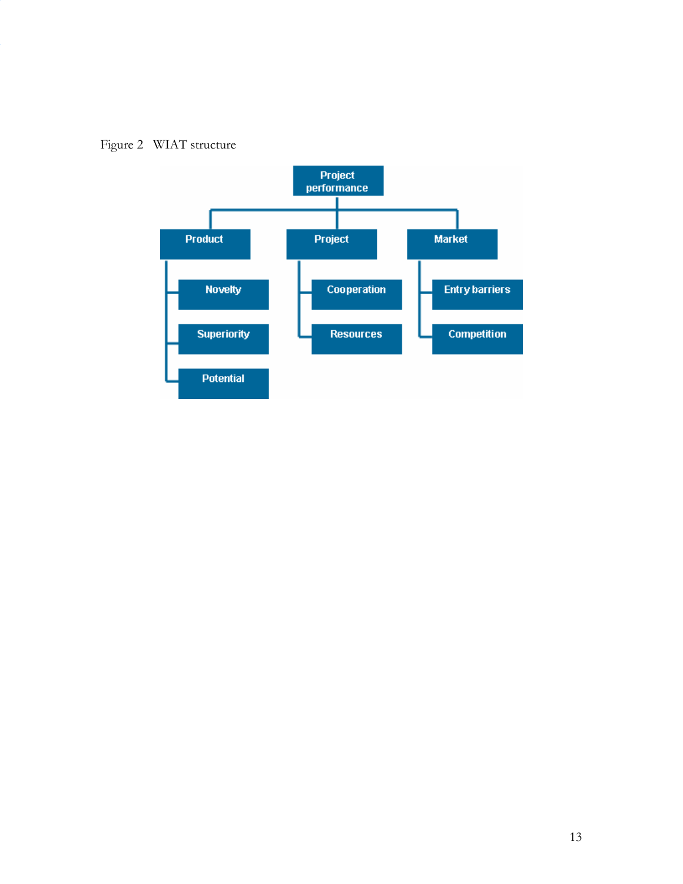Figure 2 WIAT structure

- Project performance
  - Product
    - Novelty
    - Superiority
    - Potential
  - Project
    - Cooperation
    - Resources
  - Market
    - Entry barriers
    - Competition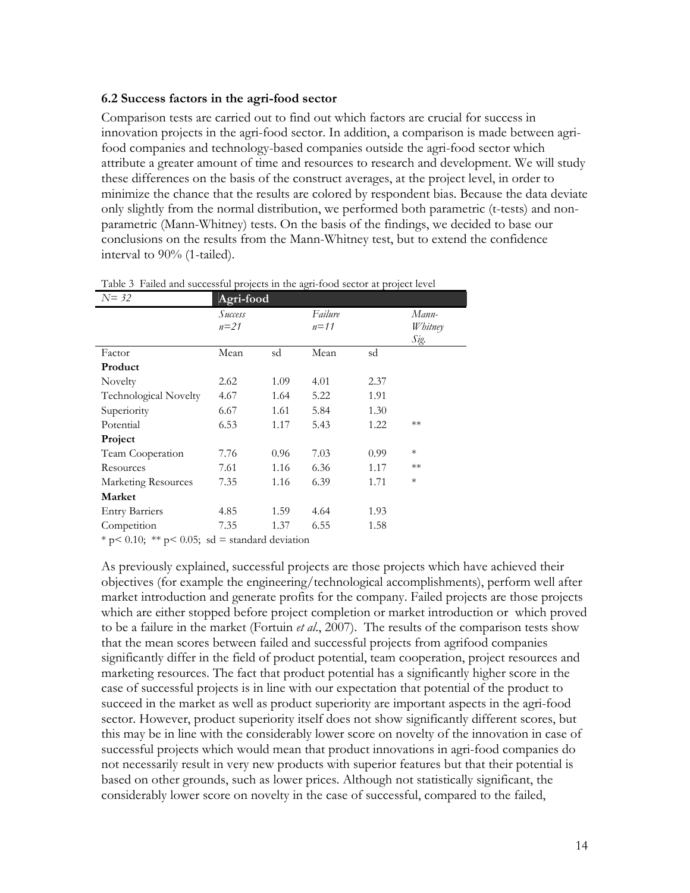### 6.2 Success factors in the agri-food sector

Comparison tests are carried out to find out which factors are crucial for success in innovation projects in the agri-food sector. In addition, a comparison is made between agri-food companies and technology-based companies outside the agri-food sector which attribute a greater amount of time and resources to research and development. We will study these differences on the basis of the construct averages, at the project level, in order to minimize the chance that the results are colored by respondent bias. Because the data deviate only slightly from the normal distribution, we performed both parametric (t-tests) and non-parametric (Mann-Whitney) tests. On the basis of the findings, we decided to base our conclusions on the results from the Mann-Whitney test, but to extend the confidence interval to 90% (1-tailed).

Table 3 Failed and successful projects in the agri-food sector at project level

| *N= 32* | **Agri-food** | | | | |
|---|---|---|---|---|---|
| | *Success n=21* | | *Failure n=11* | | *Mann-Whitney Sig.* |
| Factor | Mean | sd | Mean | sd | |
| **Product** | | | | | |
| Novelty | 2.62 | 1.09 | 4.01 | 2.37 | |
| Technological Novelty | 4.67 | 1.64 | 5.22 | 1.91 | |
| Superiority | 6.67 | 1.61 | 5.84 | 1.30 | |
| Potential | 6.53 | 1.17 | 5.43 | 1.22 | ** |
| **Project** | | | | | |
| Team Cooperation | 7.76 | 0.96 | 7.03 | 0.99 | * |
| Resources | 7.61 | 1.16 | 6.36 | 1.17 | ** |
| Marketing Resources | 7.35 | 1.16 | 6.39 | 1.71 | * |
| **Market** | | | | | |
| Entry Barriers | 4.85 | 1.59 | 4.64 | 1.93 | |
| Competition | 7.35 | 1.37 | 6.55 | 1.58 | |

* $p < 0.10$; ** $p < 0.05$; sd = standard deviation

As previously explained, successful projects are those projects which have achieved their objectives (for example the engineering/technological accomplishments), perform well after market introduction and generate profits for the company. Failed projects are those projects which are either stopped before project completion or market introduction or which proved to be a failure in the market (Fortuin *et al*., 2007). The results of the comparison tests show that the mean scores between failed and successful projects from agrifood companies significantly differ in the field of product potential, team cooperation, project resources and marketing resources. The fact that product potential has a significantly higher score in the case of successful projects is in line with our expectation that potential of the product to succeed in the market as well as product superiority are important aspects in the agri-food sector. However, product superiority itself does not show significantly different scores, but this may be in line with the considerably lower score on novelty of the innovation in case of successful projects which would mean that product innovations in agri-food companies do not necessarily result in very new products with superior features but that their potential is based on other grounds, such as lower prices. Although not statistically significant, the considerably lower score on novelty in the case of successful, compared to the failed,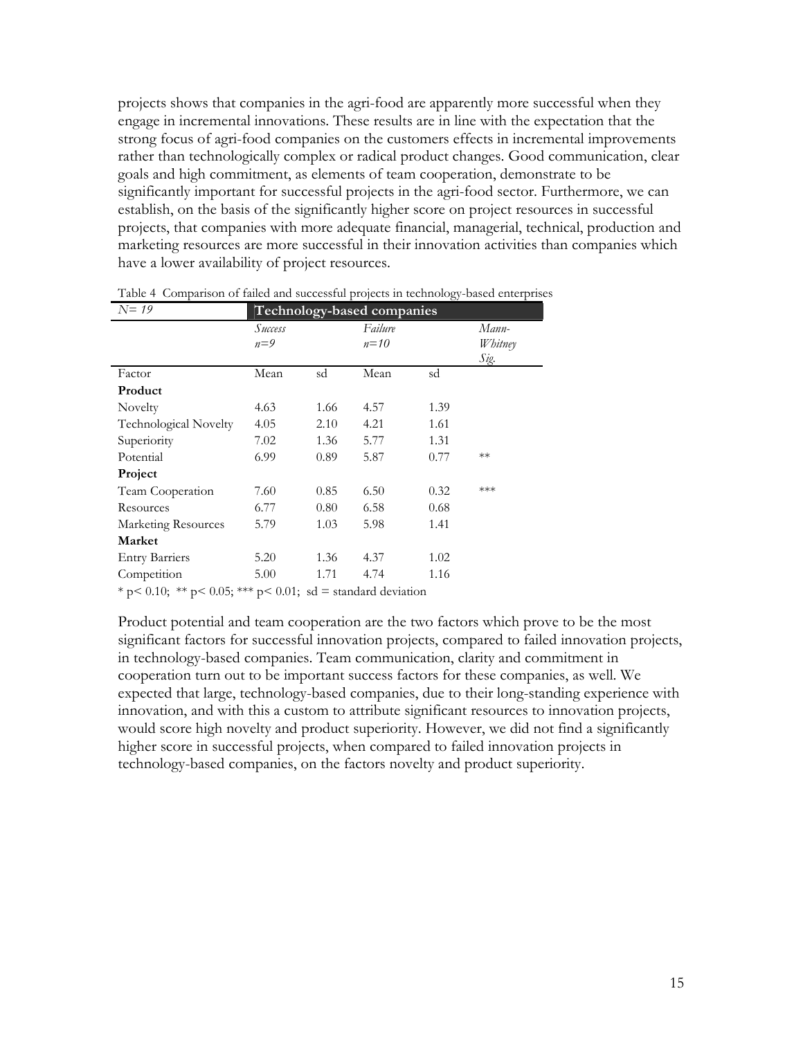projects shows that companies in the agri-food are apparently more successful when they engage in incremental innovations. These results are in line with the expectation that the strong focus of agri-food companies on the customers effects in incremental improvements rather than technologically complex or radical product changes. Good communication, clear goals and high commitment, as elements of team cooperation, demonstrate to be significantly important for successful projects in the agri-food sector. Furthermore, we can establish, on the basis of the significantly higher score on project resources in successful projects, that companies with more adequate financial, managerial, technical, production and marketing resources are more successful in their innovation activities than companies which have a lower availability of project resources.

Table 4 Comparison of failed and successful projects in technology-based enterprises

| *N= 19* | **Technology-based companies** | | | | |
|---|---|---|---|---|---|
| | *Success n=9* | | *Failure n=10* | | *Mann-Whitney Sig.* |
| Factor | Mean | sd | Mean | sd | |
| **Product** | | | | | |
| Novelty | 4.63 | 1.66 | 4.57 | 1.39 | |
| Technological Novelty | 4.05 | 2.10 | 4.21 | 1.61 | |
| Superiority | 7.02 | 1.36 | 5.77 | 1.31 | |
| Potential | 6.99 | 0.89 | 5.87 | 0.77 | ** |
| **Project** | | | | | |
| Team Cooperation | 7.60 | 0.85 | 6.50 | 0.32 | *** |
| Resources | 6.77 | 0.80 | 6.58 | 0.68 | |
| Marketing Resources | 5.79 | 1.03 | 5.98 | 1.41 | |
| **Market** | | | | | |
| Entry Barriers | 5.20 | 1.36 | 4.37 | 1.02 | |
| Competition | 5.00 | 1.71 | 4.74 | 1.16 | |

* $p < 0.10$; ** $p < 0.05$; *** $p < 0.01$; sd = standard deviation

Product potential and team cooperation are the two factors which prove to be the most significant factors for successful innovation projects, compared to failed innovation projects, in technology-based companies. Team communication, clarity and commitment in cooperation turn out to be important success factors for these companies, as well. We expected that large, technology-based companies, due to their long-standing experience with innovation, and with this a custom to attribute significant resources to innovation projects, would score high novelty and product superiority. However, we did not find a significantly higher score in successful projects, when compared to failed innovation projects in technology-based companies, on the factors novelty and product superiority.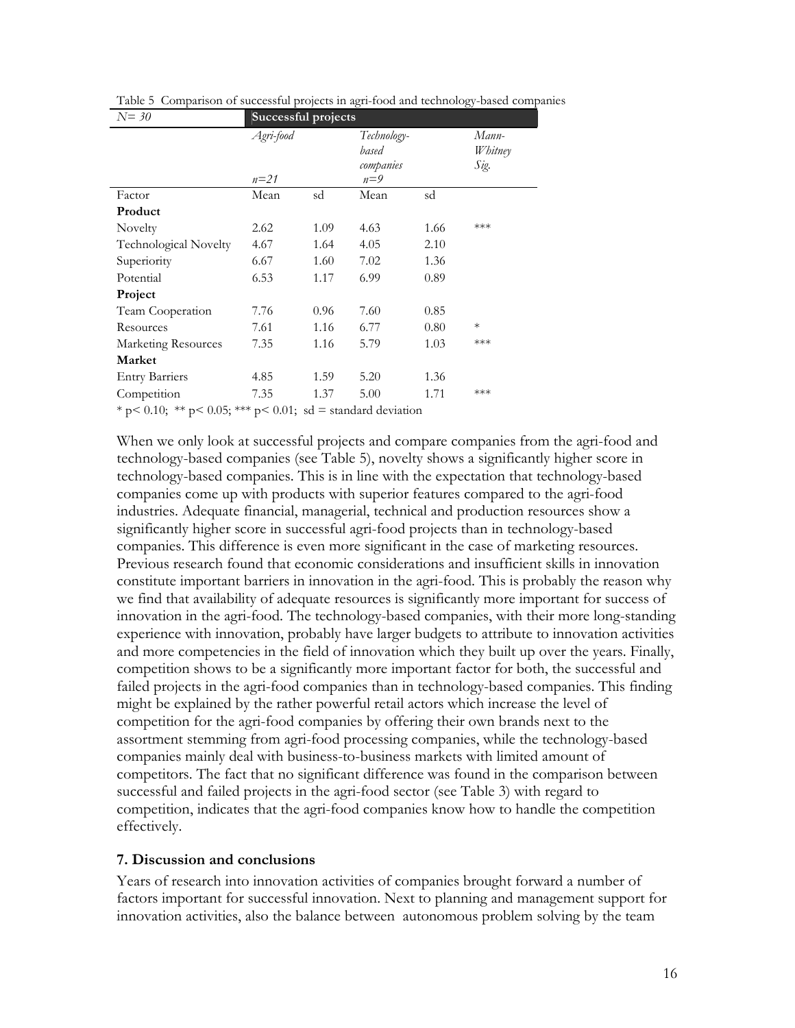Table 5 Comparison of successful projects in agri-food and technology-based companies

| *N= 30* | **Successful projects** | | | | |
|---|---|---|---|---|---|
| | *Agri-food* *n=21* | | *Technology-based companies* *n=9* | | *Mann-Whitney Sig.* |
| Factor | Mean | sd | Mean | sd | |
| **Product** | | | | | |
| Novelty | 2.62 | 1.09 | 4.63 | 1.66 | *** |
| Technological Novelty | 4.67 | 1.64 | 4.05 | 2.10 | |
| Superiority | 6.67 | 1.60 | 7.02 | 1.36 | |
| Potential | 6.53 | 1.17 | 6.99 | 0.89 | |
| **Project** | | | | | |
| Team Cooperation | 7.76 | 0.96 | 7.60 | 0.85 | |
| Resources | 7.61 | 1.16 | 6.77 | 0.80 | * |
| Marketing Resources | 7.35 | 1.16 | 5.79 | 1.03 | *** |
| **Market** | | | | | |
| Entry Barriers | 4.85 | 1.59 | 5.20 | 1.36 | |
| Competition | 7.35 | 1.37 | 5.00 | 1.71 | *** |

* $p< 0.10$; ** $p< 0.05$; *** $p< 0.01$; sd = standard deviation

When we only look at successful projects and compare companies from the agri-food and technology-based companies (see Table 5), novelty shows a significantly higher score in technology-based companies. This is in line with the expectation that technology-based companies come up with products with superior features compared to the agri-food industries. Adequate financial, managerial, technical and production resources show a significantly higher score in successful agri-food projects than in technology-based companies. This difference is even more significant in the case of marketing resources. Previous research found that economic considerations and insufficient skills in innovation constitute important barriers in innovation in the agri-food. This is probably the reason why we find that availability of adequate resources is significantly more important for success of innovation in the agri-food. The technology-based companies, with their more long-standing experience with innovation, probably have larger budgets to attribute to innovation activities and more competencies in the field of innovation which they built up over the years. Finally, competition shows to be a significantly more important factor for both, the successful and failed projects in the agri-food companies than in technology-based companies. This finding might be explained by the rather powerful retail actors which increase the level of competition for the agri-food companies by offering their own brands next to the assortment stemming from agri-food processing companies, while the technology-based companies mainly deal with business-to-business markets with limited amount of competitors. The fact that no significant difference was found in the comparison between successful and failed projects in the agri-food sector (see Table 3) with regard to competition, indicates that the agri-food companies know how to handle the competition effectively.

### 7. Discussion and conclusions

Years of research into innovation activities of companies brought forward a number of factors important for successful innovation. Next to planning and management support for innovation activities, also the balance between autonomous problem solving by the team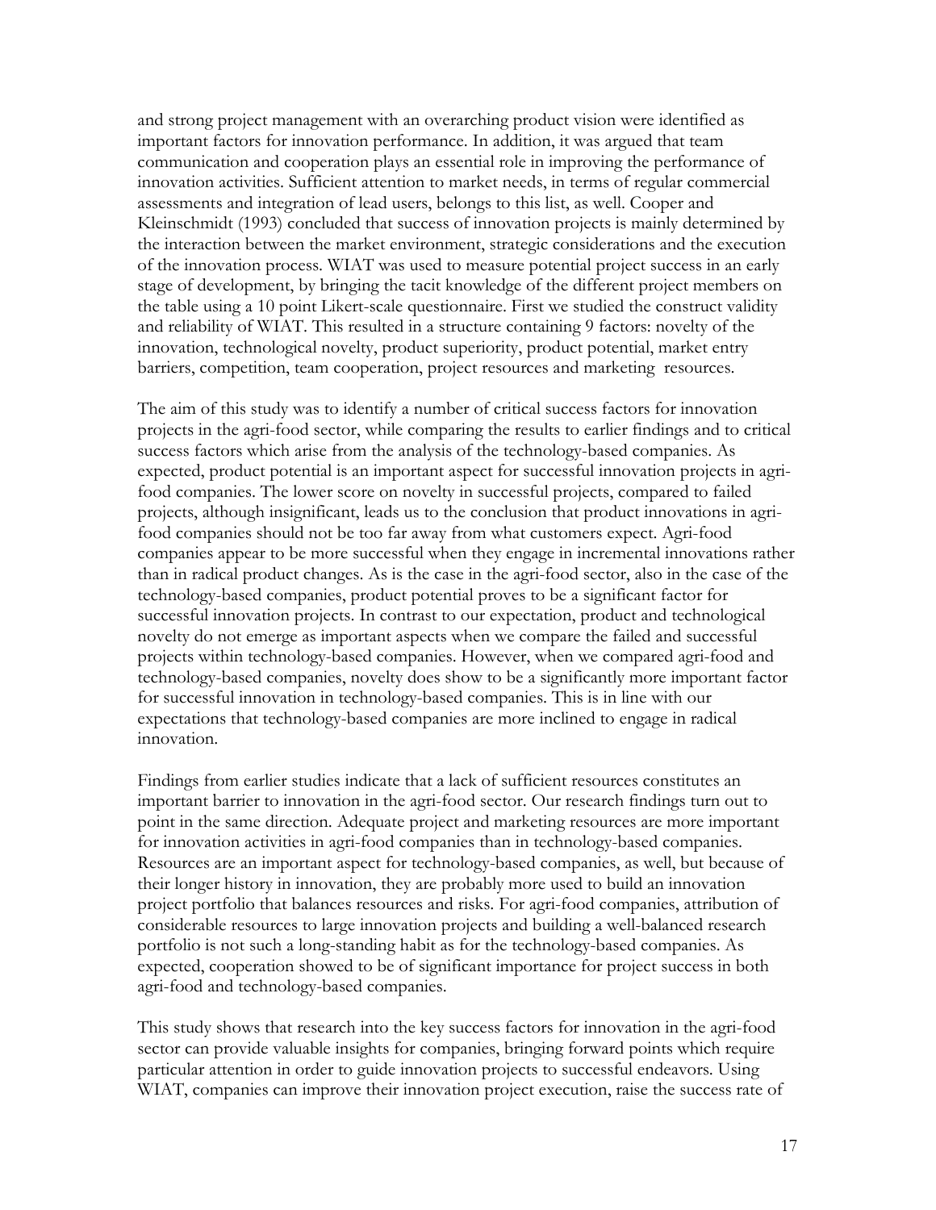and strong project management with an overarching product vision were identified as important factors for innovation performance. In addition, it was argued that team communication and cooperation plays an essential role in improving the performance of innovation activities. Sufficient attention to market needs, in terms of regular commercial assessments and integration of lead users, belongs to this list, as well. Cooper and Kleinschmidt (1993) concluded that success of innovation projects is mainly determined by the interaction between the market environment, strategic considerations and the execution of the innovation process. WIAT was used to measure potential project success in an early stage of development, by bringing the tacit knowledge of the different project members on the table using a 10 point Likert-scale questionnaire. First we studied the construct validity and reliability of WIAT. This resulted in a structure containing 9 factors: novelty of the innovation, technological novelty, product superiority, product potential, market entry barriers, competition, team cooperation, project resources and marketing resources.

The aim of this study was to identify a number of critical success factors for innovation projects in the agri-food sector, while comparing the results to earlier findings and to critical success factors which arise from the analysis of the technology-based companies. As expected, product potential is an important aspect for successful innovation projects in agri-food companies. The lower score on novelty in successful projects, compared to failed projects, although insignificant, leads us to the conclusion that product innovations in agri-food companies should not be too far away from what customers expect. Agri-food companies appear to be more successful when they engage in incremental innovations rather than in radical product changes. As is the case in the agri-food sector, also in the case of the technology-based companies, product potential proves to be a significant factor for successful innovation projects. In contrast to our expectation, product and technological novelty do not emerge as important aspects when we compare the failed and successful projects within technology-based companies. However, when we compared agri-food and technology-based companies, novelty does show to be a significantly more important factor for successful innovation in technology-based companies. This is in line with our expectations that technology-based companies are more inclined to engage in radical innovation.

Findings from earlier studies indicate that a lack of sufficient resources constitutes an important barrier to innovation in the agri-food sector. Our research findings turn out to point in the same direction. Adequate project and marketing resources are more important for innovation activities in agri-food companies than in technology-based companies. Resources are an important aspect for technology-based companies, as well, but because of their longer history in innovation, they are probably more used to build an innovation project portfolio that balances resources and risks. For agri-food companies, attribution of considerable resources to large innovation projects and building a well-balanced research portfolio is not such a long-standing habit as for the technology-based companies. As expected, cooperation showed to be of significant importance for project success in both agri-food and technology-based companies.

This study shows that research into the key success factors for innovation in the agri-food sector can provide valuable insights for companies, bringing forward points which require particular attention in order to guide innovation projects to successful endeavors. Using WIAT, companies can improve their innovation project execution, raise the success rate of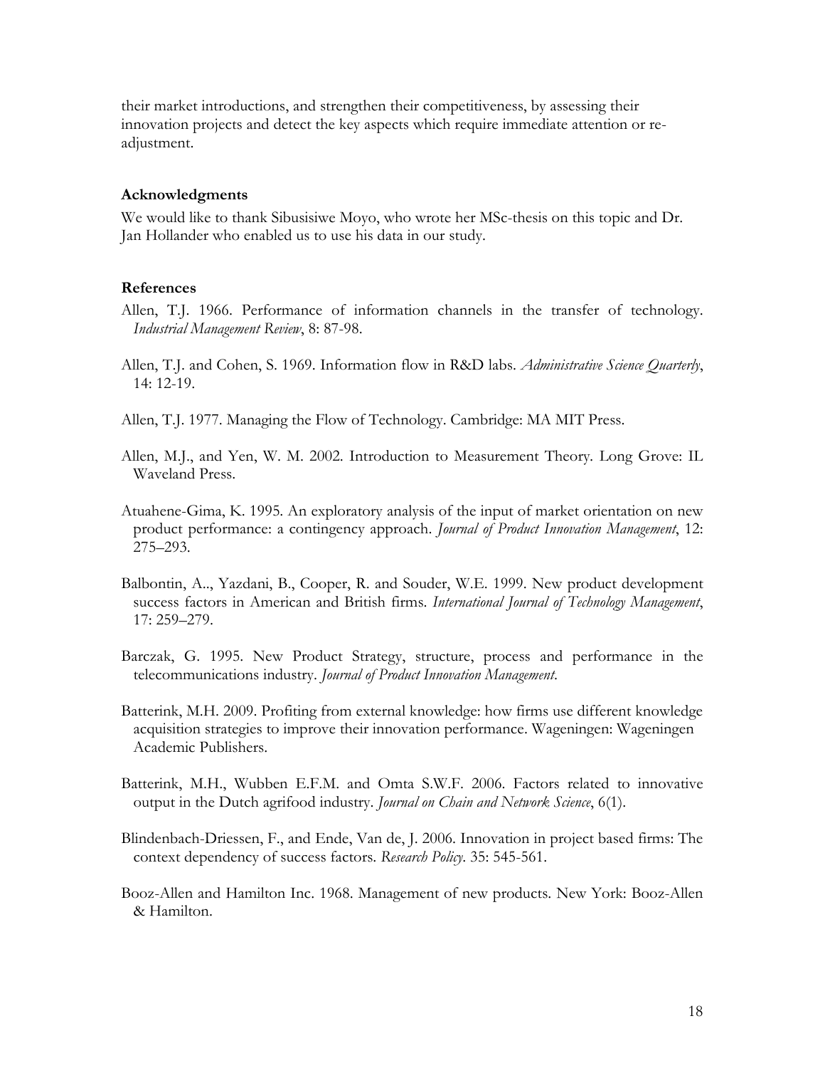their market introductions, and strengthen their competitiveness, by assessing their innovation projects and detect the key aspects which require immediate attention or re-adjustment.

### Acknowledgments

We would like to thank Sibusisiwe Moyo, who wrote her MSc-thesis on this topic and Dr. Jan Hollander who enabled us to use his data in our study.

### References

Allen, T.J. 1966. Performance of information channels in the transfer of technology. *Industrial Management Review*, 8: 87-98.

Allen, T.J. and Cohen, S. 1969. Information flow in R&D labs. *Administrative Science Quarterly*, 14: 12-19.

Allen, T.J. 1977. Managing the Flow of Technology. Cambridge: MA MIT Press.

Allen, M.J., and Yen, W. M. 2002. Introduction to Measurement Theory. Long Grove: IL Waveland Press.

Atuahene-Gima, K. 1995. An exploratory analysis of the input of market orientation on new product performance: a contingency approach. *Journal of Product Innovation Management*, 12: 275–293.

Balbontin, A.., Yazdani, B., Cooper, R. and Souder, W.E. 1999. New product development success factors in American and British firms. *International Journal of Technology Management*, 17: 259–279.

Barczak, G. 1995. New Product Strategy, structure, process and performance in the telecommunications industry. *Journal of Product Innovation Management*.

Batterink, M.H. 2009. Profiting from external knowledge: how firms use different knowledge acquisition strategies to improve their innovation performance. Wageningen: Wageningen Academic Publishers.

Batterink, M.H., Wubben E.F.M. and Omta S.W.F. 2006. Factors related to innovative output in the Dutch agrifood industry. *Journal on Chain and Network Science*, 6(1).

Blindenbach-Driessen, F., and Ende, Van de, J. 2006. Innovation in project based firms: The context dependency of success factors. *Research Policy*. 35: 545-561.

Booz-Allen and Hamilton Inc. 1968. Management of new products. New York: Booz-Allen & Hamilton.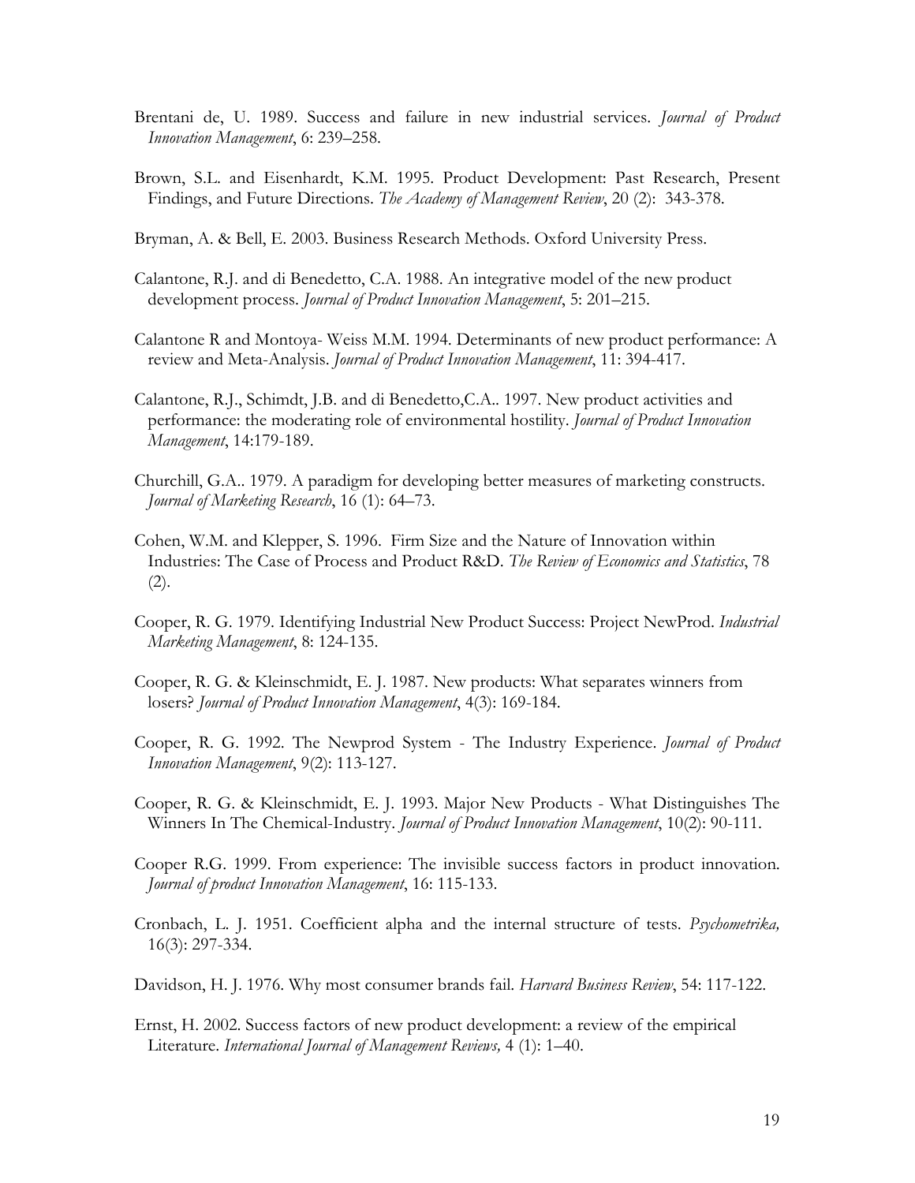Brentani de, U. 1989. Success and failure in new industrial services. *Journal of Product Innovation Management*, 6: 239–258.

Brown, S.L. and Eisenhardt, K.M. 1995. Product Development: Past Research, Present Findings, and Future Directions. *The Academy of Management Review*, 20 (2): 343-378.

Bryman, A. & Bell, E. 2003. Business Research Methods. Oxford University Press.

Calantone, R.J. and di Benedetto, C.A. 1988. An integrative model of the new product development process. *Journal of Product Innovation Management*, 5: 201–215.

Calantone R and Montoya- Weiss M.M. 1994. Determinants of new product performance: A review and Meta-Analysis. *Journal of Product Innovation Management*, 11: 394-417.

Calantone, R.J., Schimdt, J.B. and di Benedetto,C.A.. 1997. New product activities and performance: the moderating role of environmental hostility. *Journal of Product Innovation Management*, 14:179-189.

Churchill, G.A.. 1979. A paradigm for developing better measures of marketing constructs. *Journal of Marketing Research*, 16 (1): 64–73.

Cohen, W.M. and Klepper, S. 1996. Firm Size and the Nature of Innovation within Industries: The Case of Process and Product R&D. *The Review of Economics and Statistics*, 78 (2).

Cooper, R. G. 1979. Identifying Industrial New Product Success: Project NewProd. *Industrial Marketing Management*, 8: 124-135.

Cooper, R. G. & Kleinschmidt, E. J. 1987. New products: What separates winners from losers? *Journal of Product Innovation Management*, 4(3): 169-184.

Cooper, R. G. 1992. The Newprod System - The Industry Experience. *Journal of Product Innovation Management*, 9(2): 113-127.

Cooper, R. G. & Kleinschmidt, E. J. 1993. Major New Products - What Distinguishes The Winners In The Chemical-Industry. *Journal of Product Innovation Management*, 10(2): 90-111.

Cooper R.G. 1999. From experience: The invisible success factors in product innovation. *Journal of product Innovation Management*, 16: 115-133.

Cronbach, L. J. 1951. Coefficient alpha and the internal structure of tests. *Psychometrika,* 16(3): 297-334.

Davidson, H. J. 1976. Why most consumer brands fail. *Harvard Business Review*, 54: 117-122.

Ernst, H. 2002. Success factors of new product development: a review of the empirical Literature. *International Journal of Management Reviews,* 4 (1): 1–40.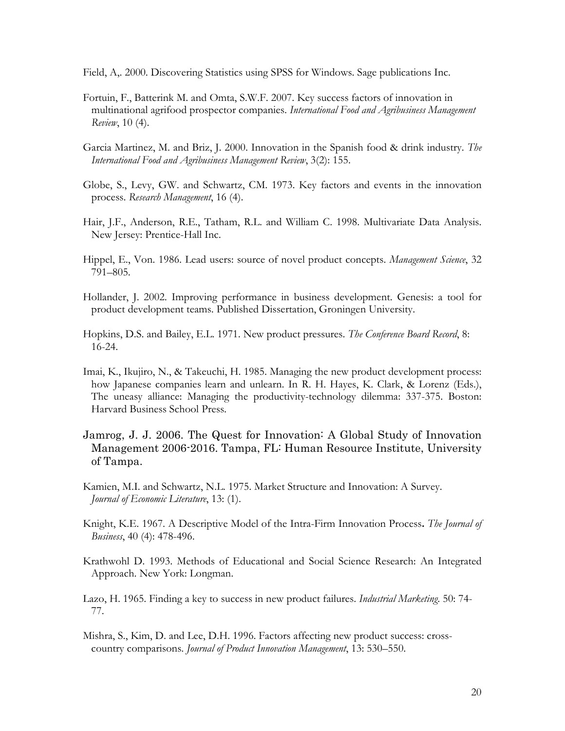Field, A,. 2000. Discovering Statistics using SPSS for Windows. Sage publications Inc.

Fortuin, F., Batterink M. and Omta, S.W.F. 2007. Key success factors of innovation in multinational agrifood prospector companies. *International Food and Agribusiness Management Review*, 10 (4).

Garcia Martinez, M. and Briz, J. 2000. Innovation in the Spanish food & drink industry. *The International Food and Agribusiness Management Review*, 3(2): 155.

Globe, S., Levy, GW. and Schwartz, CM. 1973. Key factors and events in the innovation process. *Research Management*, 16 (4).

Hair, J.F., Anderson, R.E., Tatham, R.L. and William C. 1998. Multivariate Data Analysis. New Jersey: Prentice-Hall Inc.

Hippel, E., Von. 1986. Lead users: source of novel product concepts. *Management Science*, 32 791–805.

Hollander, J. 2002. Improving performance in business development. Genesis: a tool for product development teams. Published Dissertation, Groningen University.

Hopkins, D.S. and Bailey, E.L. 1971. New product pressures. *The Conference Board Record*, 8: 16-24.

Imai, K., Ikujiro, N., & Takeuchi, H. 1985. Managing the new product development process: how Japanese companies learn and unlearn. In R. H. Hayes, K. Clark, & Lorenz (Eds.), The uneasy alliance: Managing the productivity-technology dilemma: 337-375. Boston: Harvard Business School Press.

Jamrog, J. J. 2006. The Quest for Innovation: A Global Study of Innovation Management 2006-2016. Tampa, FL: Human Resource Institute, University of Tampa.

Kamien, M.I. and Schwartz, N.L. 1975. Market Structure and Innovation: A Survey. *Journal of Economic Literature*, 13: (1).

Knight, K.E. 1967. A Descriptive Model of the Intra-Firm Innovation Process**.** *The Journal of Business*, 40 (4): 478-496.

Krathwohl D. 1993. Methods of Educational and Social Science Research: An Integrated Approach. New York: Longman.

Lazo, H. 1965. Finding a key to success in new product failures. *Industrial Marketing*. 50: 74-77.

Mishra, S., Kim, D. and Lee, D.H. 1996. Factors affecting new product success: cross-country comparisons. *Journal of Product Innovation Management*, 13: 530–550.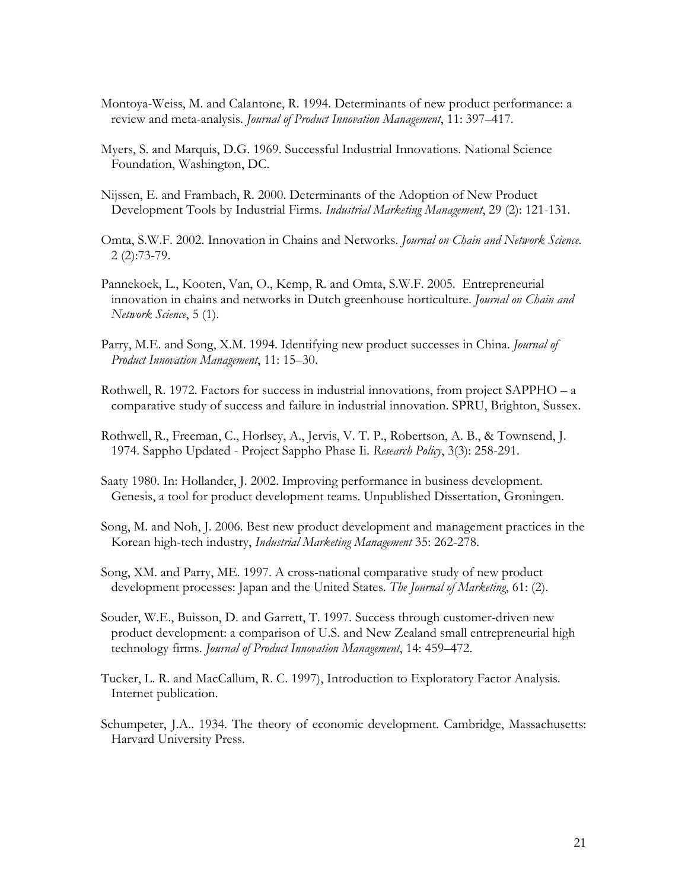Montoya-Weiss, M. and Calantone, R. 1994. Determinants of new product performance: a review and meta-analysis. *Journal of Product Innovation Management*, 11: 397–417.

Myers, S. and Marquis, D.G. 1969. Successful Industrial Innovations. National Science Foundation, Washington, DC.

Nijssen, E. and Frambach, R. 2000. Determinants of the Adoption of New Product Development Tools by Industrial Firms. *Industrial Marketing Management*, 29 (2): 121-131.

Omta, S.W.F. 2002. Innovation in Chains and Networks. *Journal on Chain and Network Science*. 2 (2):73-79.

Pannekoek, L., Kooten, Van, O., Kemp, R. and Omta, S.W.F. 2005. Entrepreneurial innovation in chains and networks in Dutch greenhouse horticulture. *Journal on Chain and Network Science*, 5 (1).

Parry, M.E. and Song, X.M. 1994. Identifying new product successes in China. *Journal of Product Innovation Management*, 11: 15–30.

Rothwell, R. 1972. Factors for success in industrial innovations, from project SAPPHO – a comparative study of success and failure in industrial innovation. SPRU, Brighton, Sussex.

Rothwell, R., Freeman, C., Horlsey, A., Jervis, V. T. P., Robertson, A. B., & Townsend, J. 1974. Sappho Updated - Project Sappho Phase Ii. *Research Policy*, 3(3): 258-291.

Saaty 1980. In: Hollander, J. 2002. Improving performance in business development. Genesis, a tool for product development teams. Unpublished Dissertation, Groningen.

Song, M. and Noh, J. 2006. Best new product development and management practices in the Korean high-tech industry, *Industrial Marketing Management* 35: 262-278.

Song, XM. and Parry, ME. 1997. A cross-national comparative study of new product development processes: Japan and the United States. *The Journal of Marketing*, 61: (2).

Souder, W.E., Buisson, D. and Garrett, T. 1997. Success through customer-driven new product development: a comparison of U.S. and New Zealand small entrepreneurial high technology firms. *Journal of Product Innovation Management*, 14: 459–472.

Tucker, L. R. and MacCallum, R. C. 1997), Introduction to Exploratory Factor Analysis. Internet publication.

Schumpeter, J.A.. 1934. The theory of economic development. Cambridge, Massachusetts: Harvard University Press.